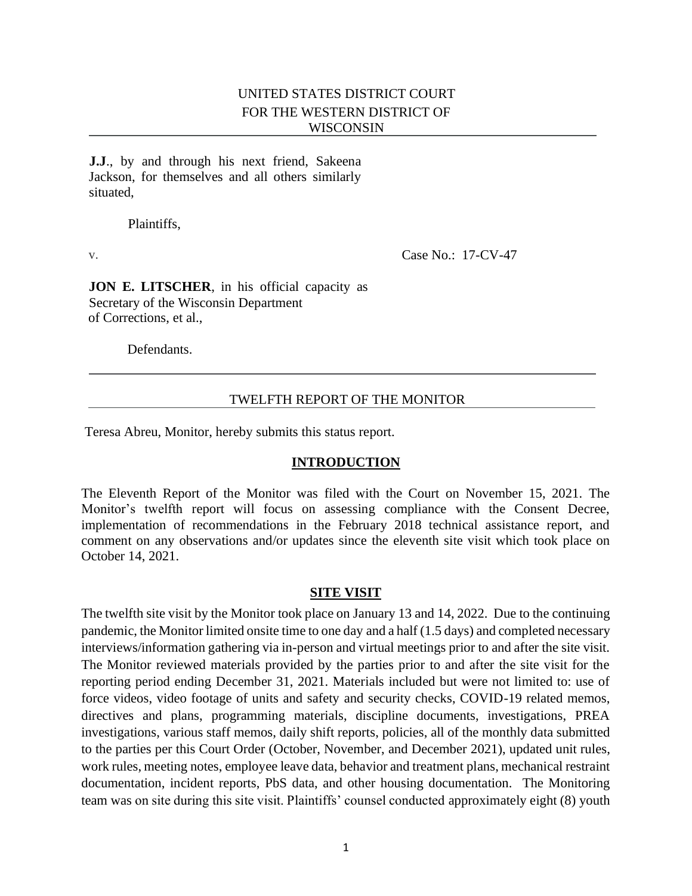UNITED STATES DISTRICT COURT
FOR THE WESTERN DISTRICT OF
WISCONSIN

---

**J.J**., by and through his next friend, Sakeena Jackson, for themselves and all others similarly situated,

Plaintiffs,

v. Case No.: 17-CV-47

**JON E. LITSCHER**, in his official capacity as Secretary of the Wisconsin Department of Corrections, et al.,

Defendants.

---

TWELFTH REPORT OF THE MONITOR

Teresa Abreu, Monitor, hereby submits this status report.

## INTRODUCTION

The Eleventh Report of the Monitor was filed with the Court on November 15, 2021. The Monitor's twelfth report will focus on assessing compliance with the Consent Decree, implementation of recommendations in the February 2018 technical assistance report, and comment on any observations and/or updates since the eleventh site visit which took place on October 14, 2021.

## SITE VISIT

The twelfth site visit by the Monitor took place on January 13 and 14, 2022. Due to the continuing pandemic, the Monitor limited onsite time to one day and a half (1.5 days) and completed necessary interviews/information gathering via in-person and virtual meetings prior to and after the site visit. The Monitor reviewed materials provided by the parties prior to and after the site visit for the reporting period ending December 31, 2021. Materials included but were not limited to: use of force videos, video footage of units and safety and security checks, COVID-19 related memos, directives and plans, programming materials, discipline documents, investigations, PREA investigations, various staff memos, daily shift reports, policies, all of the monthly data submitted to the parties per this Court Order (October, November, and December 2021), updated unit rules, work rules, meeting notes, employee leave data, behavior and treatment plans, mechanical restraint documentation, incident reports, PbS data, and other housing documentation. The Monitoring team was on site during this site visit. Plaintiffs' counsel conducted approximately eight (8) youth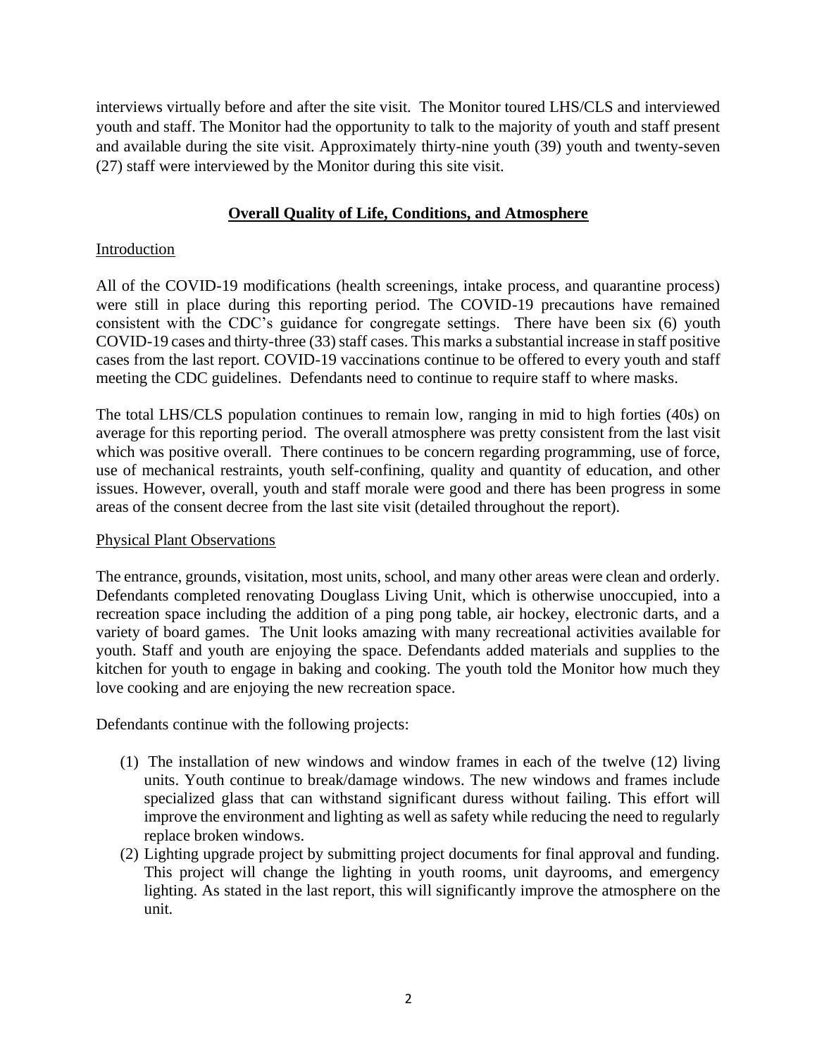interviews virtually before and after the site visit. The Monitor toured LHS/CLS and interviewed youth and staff. The Monitor had the opportunity to talk to the majority of youth and staff present and available during the site visit. Approximately thirty-nine youth (39) youth and twenty-seven (27) staff were interviewed by the Monitor during this site visit.

## Overall Quality of Life, Conditions, and Atmosphere

### Introduction

All of the COVID-19 modifications (health screenings, intake process, and quarantine process) were still in place during this reporting period. The COVID-19 precautions have remained consistent with the CDC's guidance for congregate settings. There have been six (6) youth COVID-19 cases and thirty-three (33) staff cases. This marks a substantial increase in staff positive cases from the last report. COVID-19 vaccinations continue to be offered to every youth and staff meeting the CDC guidelines. Defendants need to continue to require staff to where masks.

The total LHS/CLS population continues to remain low, ranging in mid to high forties (40s) on average for this reporting period. The overall atmosphere was pretty consistent from the last visit which was positive overall. There continues to be concern regarding programming, use of force, use of mechanical restraints, youth self-confining, quality and quantity of education, and other issues. However, overall, youth and staff morale were good and there has been progress in some areas of the consent decree from the last site visit (detailed throughout the report).

### Physical Plant Observations

The entrance, grounds, visitation, most units, school, and many other areas were clean and orderly. Defendants completed renovating Douglass Living Unit, which is otherwise unoccupied, into a recreation space including the addition of a ping pong table, air hockey, electronic darts, and a variety of board games. The Unit looks amazing with many recreational activities available for youth. Staff and youth are enjoying the space. Defendants added materials and supplies to the kitchen for youth to engage in baking and cooking. The youth told the Monitor how much they love cooking and are enjoying the new recreation space.

Defendants continue with the following projects:

(1) The installation of new windows and window frames in each of the twelve (12) living units. Youth continue to break/damage windows. The new windows and frames include specialized glass that can withstand significant duress without failing. This effort will improve the environment and lighting as well as safety while reducing the need to regularly replace broken windows.

(2) Lighting upgrade project by submitting project documents for final approval and funding. This project will change the lighting in youth rooms, unit dayrooms, and emergency lighting. As stated in the last report, this will significantly improve the atmosphere on the unit.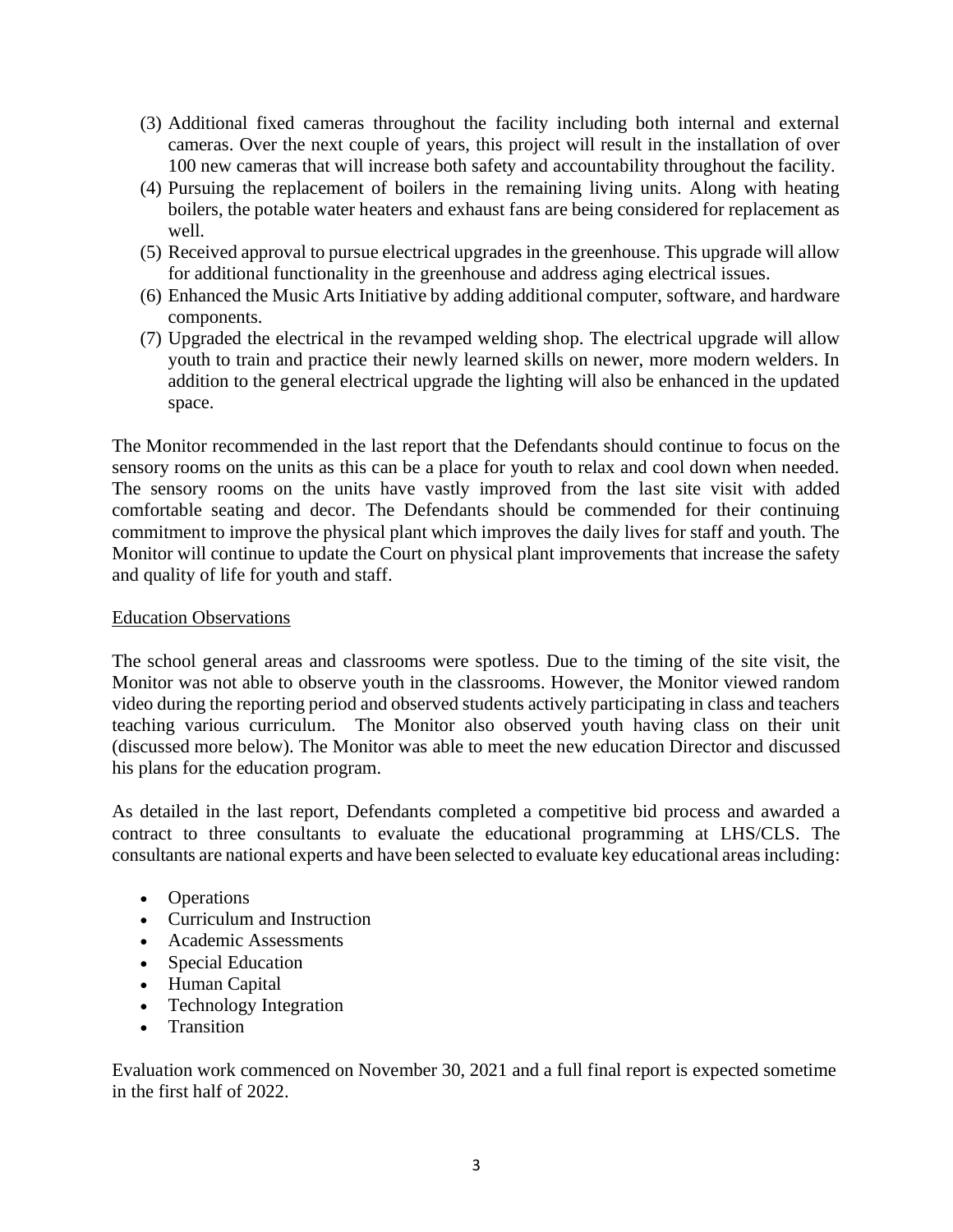(3) Additional fixed cameras throughout the facility including both internal and external cameras. Over the next couple of years, this project will result in the installation of over 100 new cameras that will increase both safety and accountability throughout the facility.
(4) Pursuing the replacement of boilers in the remaining living units. Along with heating boilers, the potable water heaters and exhaust fans are being considered for replacement as well.
(5) Received approval to pursue electrical upgrades in the greenhouse. This upgrade will allow for additional functionality in the greenhouse and address aging electrical issues.
(6) Enhanced the Music Arts Initiative by adding additional computer, software, and hardware components.
(7) Upgraded the electrical in the revamped welding shop. The electrical upgrade will allow youth to train and practice their newly learned skills on newer, more modern welders. In addition to the general electrical upgrade the lighting will also be enhanced in the updated space.

The Monitor recommended in the last report that the Defendants should continue to focus on the sensory rooms on the units as this can be a place for youth to relax and cool down when needed. The sensory rooms on the units have vastly improved from the last site visit with added comfortable seating and decor. The Defendants should be commended for their continuing commitment to improve the physical plant which improves the daily lives for staff and youth. The Monitor will continue to update the Court on physical plant improvements that increase the safety and quality of life for youth and staff.

<u>Education Observations</u>

The school general areas and classrooms were spotless. Due to the timing of the site visit, the Monitor was not able to observe youth in the classrooms. However, the Monitor viewed random video during the reporting period and observed students actively participating in class and teachers teaching various curriculum. The Monitor also observed youth having class on their unit (discussed more below). The Monitor was able to meet the new education Director and discussed his plans for the education program.

As detailed in the last report, Defendants completed a competitive bid process and awarded a contract to three consultants to evaluate the educational programming at LHS/CLS. The consultants are national experts and have been selected to evaluate key educational areas including:

- Operations
- Curriculum and Instruction
- Academic Assessments
- Special Education
- Human Capital
- Technology Integration
- Transition

Evaluation work commenced on November 30, 2021 and a full final report is expected sometime in the first half of 2022.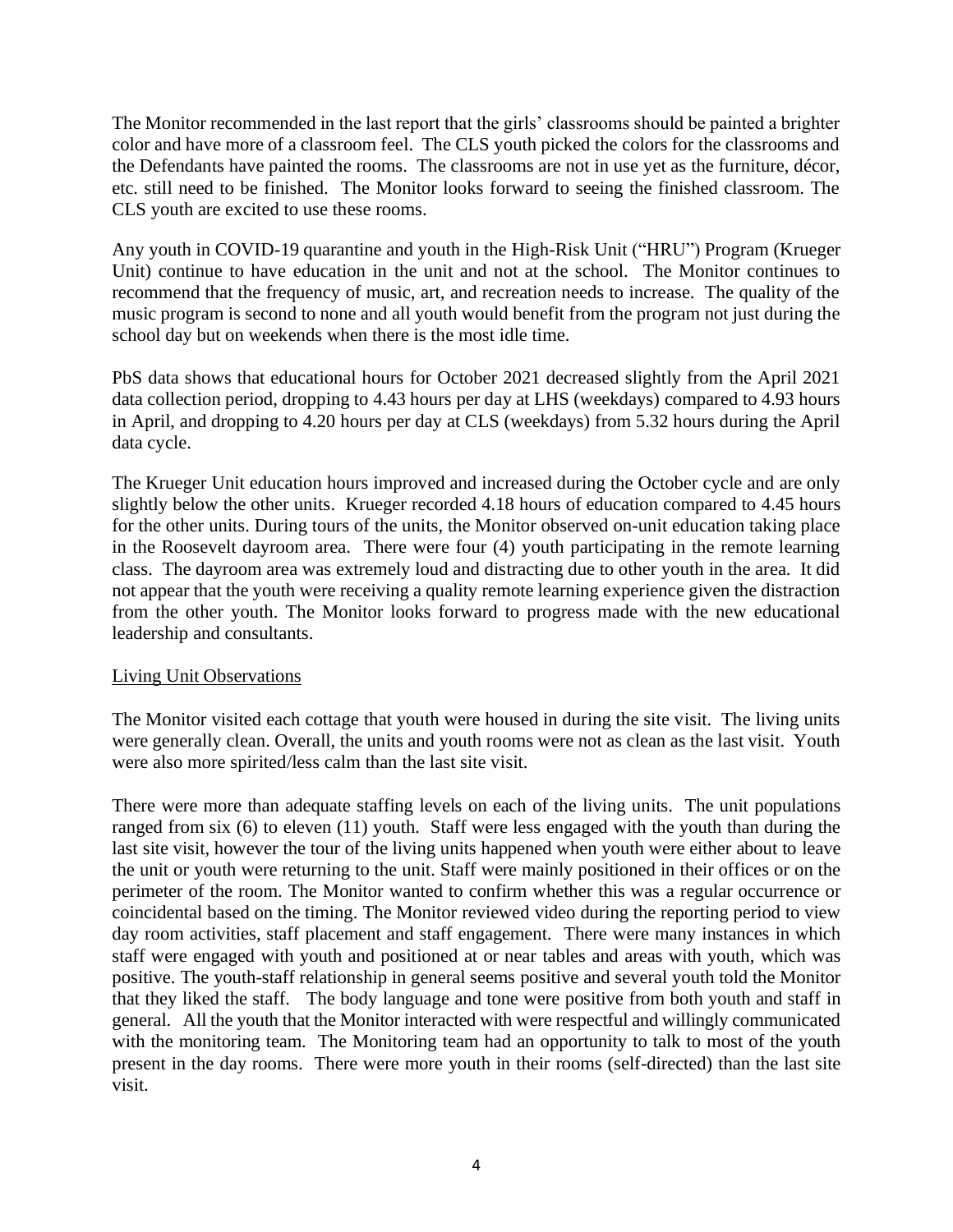The Monitor recommended in the last report that the girls' classrooms should be painted a brighter color and have more of a classroom feel. The CLS youth picked the colors for the classrooms and the Defendants have painted the rooms. The classrooms are not in use yet as the furniture, décor, etc. still need to be finished. The Monitor looks forward to seeing the finished classroom. The CLS youth are excited to use these rooms.

Any youth in COVID-19 quarantine and youth in the High-Risk Unit ("HRU") Program (Krueger Unit) continue to have education in the unit and not at the school. The Monitor continues to recommend that the frequency of music, art, and recreation needs to increase. The quality of the music program is second to none and all youth would benefit from the program not just during the school day but on weekends when there is the most idle time.

PbS data shows that educational hours for October 2021 decreased slightly from the April 2021 data collection period, dropping to 4.43 hours per day at LHS (weekdays) compared to 4.93 hours in April, and dropping to 4.20 hours per day at CLS (weekdays) from 5.32 hours during the April data cycle.

The Krueger Unit education hours improved and increased during the October cycle and are only slightly below the other units. Krueger recorded 4.18 hours of education compared to 4.45 hours for the other units. During tours of the units, the Monitor observed on-unit education taking place in the Roosevelt dayroom area. There were four (4) youth participating in the remote learning class. The dayroom area was extremely loud and distracting due to other youth in the area. It did not appear that the youth were receiving a quality remote learning experience given the distraction from the other youth. The Monitor looks forward to progress made with the new educational leadership and consultants.

<u>Living Unit Observations</u>

The Monitor visited each cottage that youth were housed in during the site visit. The living units were generally clean. Overall, the units and youth rooms were not as clean as the last visit. Youth were also more spirited/less calm than the last site visit.

There were more than adequate staffing levels on each of the living units. The unit populations ranged from six (6) to eleven (11) youth. Staff were less engaged with the youth than during the last site visit, however the tour of the living units happened when youth were either about to leave the unit or youth were returning to the unit. Staff were mainly positioned in their offices or on the perimeter of the room. The Monitor wanted to confirm whether this was a regular occurrence or coincidental based on the timing. The Monitor reviewed video during the reporting period to view day room activities, staff placement and staff engagement. There were many instances in which staff were engaged with youth and positioned at or near tables and areas with youth, which was positive. The youth-staff relationship in general seems positive and several youth told the Monitor that they liked the staff. The body language and tone were positive from both youth and staff in general. All the youth that the Monitor interacted with were respectful and willingly communicated with the monitoring team. The Monitoring team had an opportunity to talk to most of the youth present in the day rooms. There were more youth in their rooms (self-directed) than the last site visit.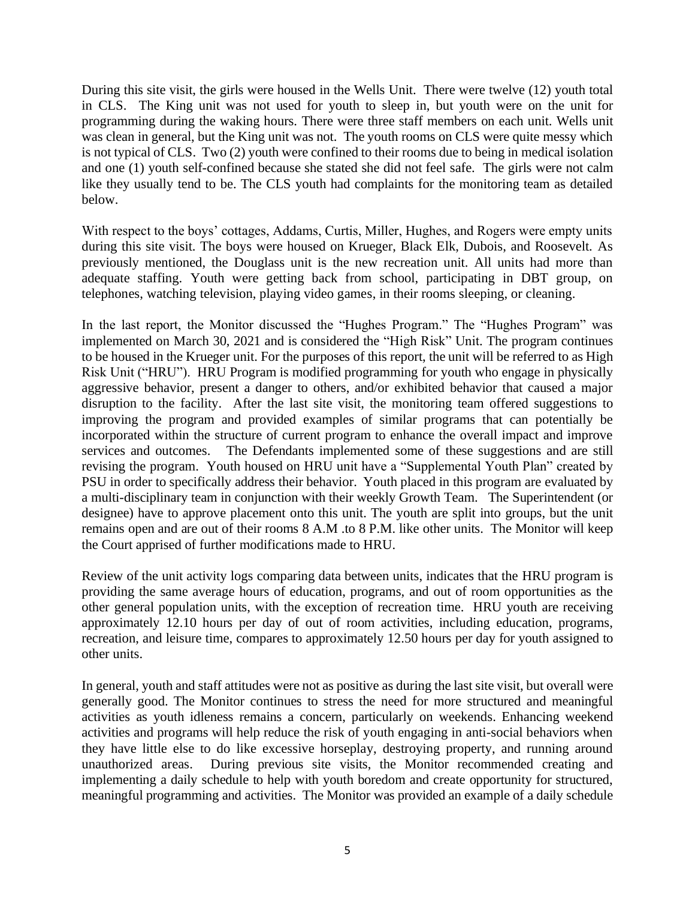During this site visit, the girls were housed in the Wells Unit. There were twelve (12) youth total in CLS. The King unit was not used for youth to sleep in, but youth were on the unit for programming during the waking hours. There were three staff members on each unit. Wells unit was clean in general, but the King unit was not. The youth rooms on CLS were quite messy which is not typical of CLS. Two (2) youth were confined to their rooms due to being in medical isolation and one (1) youth self-confined because she stated she did not feel safe. The girls were not calm like they usually tend to be. The CLS youth had complaints for the monitoring team as detailed below.

With respect to the boys' cottages, Addams, Curtis, Miller, Hughes, and Rogers were empty units during this site visit. The boys were housed on Krueger, Black Elk, Dubois, and Roosevelt. As previously mentioned, the Douglass unit is the new recreation unit. All units had more than adequate staffing. Youth were getting back from school, participating in DBT group, on telephones, watching television, playing video games, in their rooms sleeping, or cleaning.

In the last report, the Monitor discussed the "Hughes Program." The "Hughes Program" was implemented on March 30, 2021 and is considered the "High Risk" Unit. The program continues to be housed in the Krueger unit. For the purposes of this report, the unit will be referred to as High Risk Unit ("HRU"). HRU Program is modified programming for youth who engage in physically aggressive behavior, present a danger to others, and/or exhibited behavior that caused a major disruption to the facility. After the last site visit, the monitoring team offered suggestions to improving the program and provided examples of similar programs that can potentially be incorporated within the structure of current program to enhance the overall impact and improve services and outcomes. The Defendants implemented some of these suggestions and are still revising the program. Youth housed on HRU unit have a "Supplemental Youth Plan" created by PSU in order to specifically address their behavior. Youth placed in this program are evaluated by a multi-disciplinary team in conjunction with their weekly Growth Team. The Superintendent (or designee) have to approve placement onto this unit. The youth are split into groups, but the unit remains open and are out of their rooms 8 A.M .to 8 P.M. like other units. The Monitor will keep the Court apprised of further modifications made to HRU.

Review of the unit activity logs comparing data between units, indicates that the HRU program is providing the same average hours of education, programs, and out of room opportunities as the other general population units, with the exception of recreation time. HRU youth are receiving approximately 12.10 hours per day of out of room activities, including education, programs, recreation, and leisure time, compares to approximately 12.50 hours per day for youth assigned to other units.

In general, youth and staff attitudes were not as positive as during the last site visit, but overall were generally good. The Monitor continues to stress the need for more structured and meaningful activities as youth idleness remains a concern, particularly on weekends. Enhancing weekend activities and programs will help reduce the risk of youth engaging in anti-social behaviors when they have little else to do like excessive horseplay, destroying property, and running around unauthorized areas. During previous site visits, the Monitor recommended creating and implementing a daily schedule to help with youth boredom and create opportunity for structured, meaningful programming and activities. The Monitor was provided an example of a daily schedule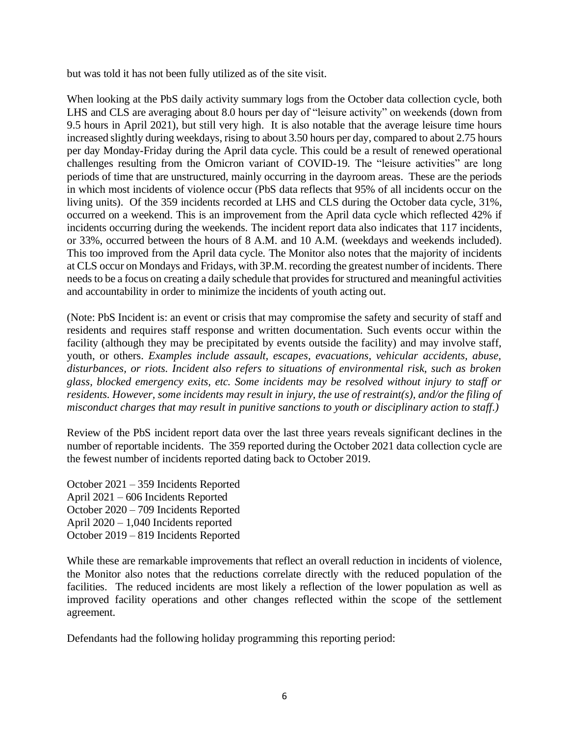but was told it has not been fully utilized as of the site visit.

When looking at the PbS daily activity summary logs from the October data collection cycle, both LHS and CLS are averaging about 8.0 hours per day of "leisure activity" on weekends (down from 9.5 hours in April 2021), but still very high. It is also notable that the average leisure time hours increased slightly during weekdays, rising to about 3.50 hours per day, compared to about 2.75 hours per day Monday-Friday during the April data cycle. This could be a result of renewed operational challenges resulting from the Omicron variant of COVID-19. The "leisure activities" are long periods of time that are unstructured, mainly occurring in the dayroom areas. These are the periods in which most incidents of violence occur (PbS data reflects that 95% of all incidents occur on the living units). Of the 359 incidents recorded at LHS and CLS during the October data cycle, 31%, occurred on a weekend. This is an improvement from the April data cycle which reflected 42% if incidents occurring during the weekends. The incident report data also indicates that 117 incidents, or 33%, occurred between the hours of 8 A.M. and 10 A.M. (weekdays and weekends included). This too improved from the April data cycle. The Monitor also notes that the majority of incidents at CLS occur on Mondays and Fridays, with 3P.M. recording the greatest number of incidents. There needs to be a focus on creating a daily schedule that provides for structured and meaningful activities and accountability in order to minimize the incidents of youth acting out.

(Note: PbS Incident is: an event or crisis that may compromise the safety and security of staff and residents and requires staff response and written documentation. Such events occur within the facility (although they may be precipitated by events outside the facility) and may involve staff, youth, or others. *Examples include assault, escapes, evacuations, vehicular accidents, abuse, disturbances, or riots. Incident also refers to situations of environmental risk, such as broken glass, blocked emergency exits, etc. Some incidents may be resolved without injury to staff or residents. However, some incidents may result in injury, the use of restraint(s), and/or the filing of misconduct charges that may result in punitive sanctions to youth or disciplinary action to staff.)*

Review of the PbS incident report data over the last three years reveals significant declines in the number of reportable incidents. The 359 reported during the October 2021 data collection cycle are the fewest number of incidents reported dating back to October 2019.

October 2021 – 359 Incidents Reported
April 2021 – 606 Incidents Reported
October 2020 – 709 Incidents Reported
April 2020 – 1,040 Incidents reported
October 2019 – 819 Incidents Reported

While these are remarkable improvements that reflect an overall reduction in incidents of violence, the Monitor also notes that the reductions correlate directly with the reduced population of the facilities. The reduced incidents are most likely a reflection of the lower population as well as improved facility operations and other changes reflected within the scope of the settlement agreement.

Defendants had the following holiday programming this reporting period: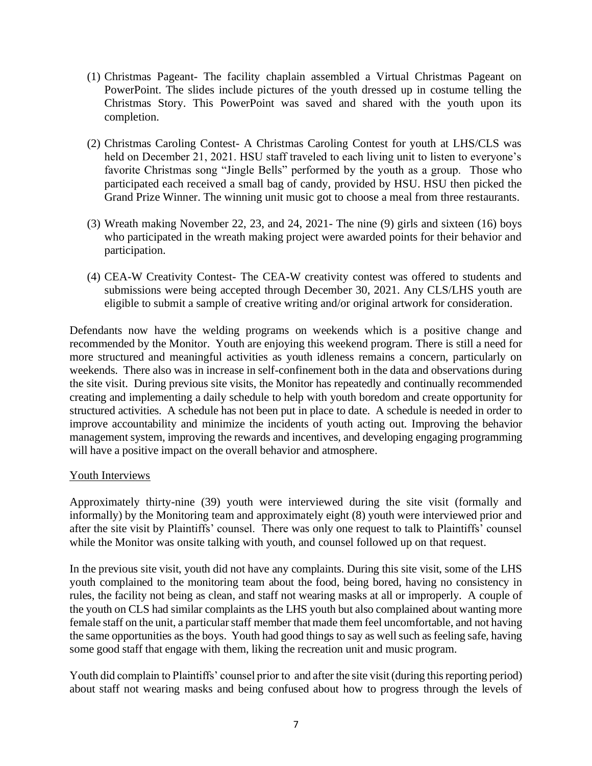(1) Christmas Pageant- The facility chaplain assembled a Virtual Christmas Pageant on PowerPoint. The slides include pictures of the youth dressed up in costume telling the Christmas Story. This PowerPoint was saved and shared with the youth upon its completion.

(2) Christmas Caroling Contest- A Christmas Caroling Contest for youth at LHS/CLS was held on December 21, 2021. HSU staff traveled to each living unit to listen to everyone's favorite Christmas song "Jingle Bells" performed by the youth as a group. Those who participated each received a small bag of candy, provided by HSU. HSU then picked the Grand Prize Winner. The winning unit music got to choose a meal from three restaurants.

(3) Wreath making November 22, 23, and 24, 2021- The nine (9) girls and sixteen (16) boys who participated in the wreath making project were awarded points for their behavior and participation.

(4) CEA-W Creativity Contest- The CEA-W creativity contest was offered to students and submissions were being accepted through December 30, 2021. Any CLS/LHS youth are eligible to submit a sample of creative writing and/or original artwork for consideration.

Defendants now have the welding programs on weekends which is a positive change and recommended by the Monitor. Youth are enjoying this weekend program. There is still a need for more structured and meaningful activities as youth idleness remains a concern, particularly on weekends. There also was in increase in self-confinement both in the data and observations during the site visit. During previous site visits, the Monitor has repeatedly and continually recommended creating and implementing a daily schedule to help with youth boredom and create opportunity for structured activities. A schedule has not been put in place to date. A schedule is needed in order to improve accountability and minimize the incidents of youth acting out. Improving the behavior management system, improving the rewards and incentives, and developing engaging programming will have a positive impact on the overall behavior and atmosphere.

Youth Interviews

Approximately thirty-nine (39) youth were interviewed during the site visit (formally and informally) by the Monitoring team and approximately eight (8) youth were interviewed prior and after the site visit by Plaintiffs' counsel. There was only one request to talk to Plaintiffs' counsel while the Monitor was onsite talking with youth, and counsel followed up on that request.

In the previous site visit, youth did not have any complaints. During this site visit, some of the LHS youth complained to the monitoring team about the food, being bored, having no consistency in rules, the facility not being as clean, and staff not wearing masks at all or improperly. A couple of the youth on CLS had similar complaints as the LHS youth but also complained about wanting more female staff on the unit, a particular staff member that made them feel uncomfortable, and not having the same opportunities as the boys. Youth had good things to say as well such as feeling safe, having some good staff that engage with them, liking the recreation unit and music program.

Youth did complain to Plaintiffs' counsel prior to and after the site visit (during this reporting period) about staff not wearing masks and being confused about how to progress through the levels of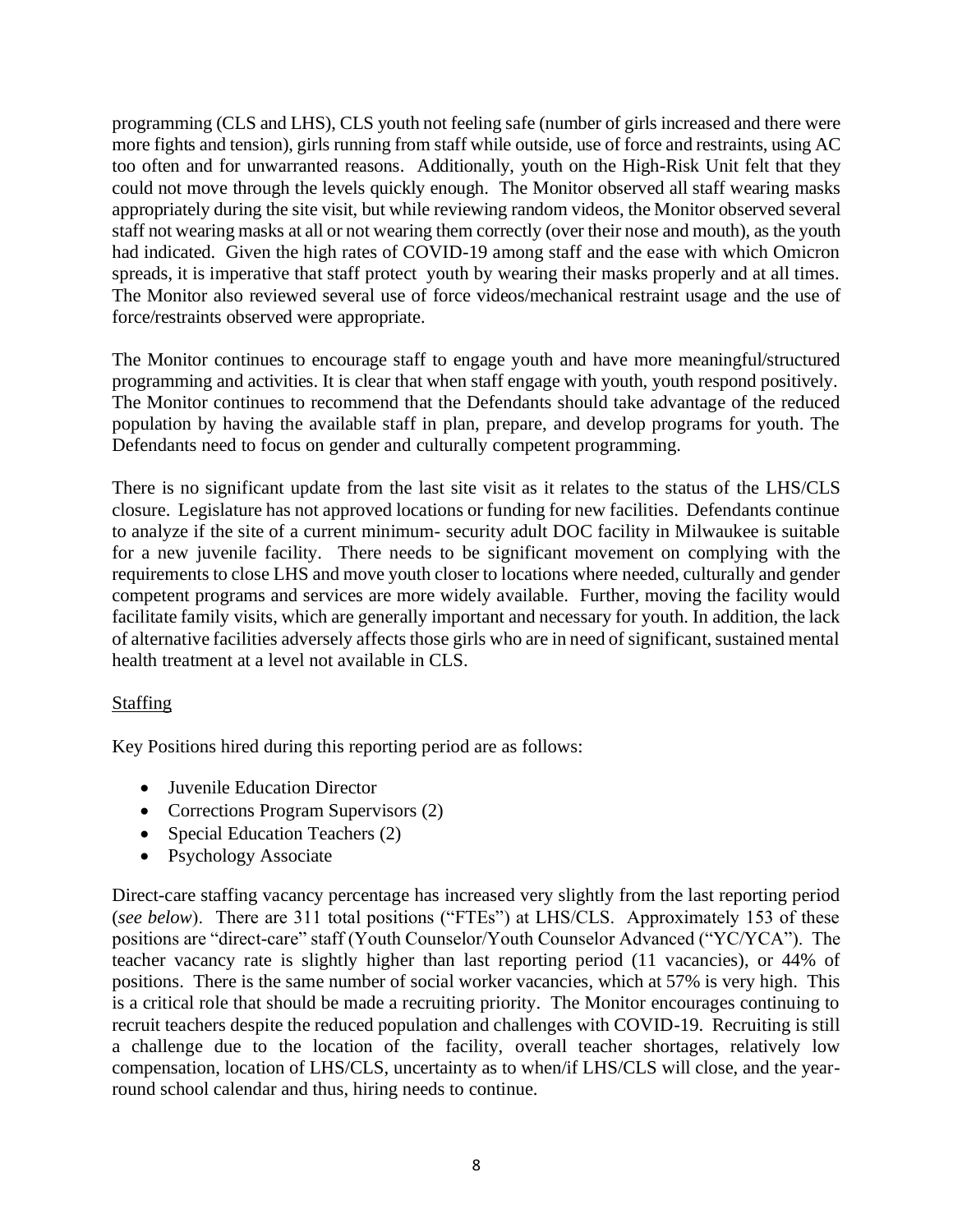programming (CLS and LHS), CLS youth not feeling safe (number of girls increased and there were more fights and tension), girls running from staff while outside, use of force and restraints, using AC too often and for unwarranted reasons. Additionally, youth on the High-Risk Unit felt that they could not move through the levels quickly enough. The Monitor observed all staff wearing masks appropriately during the site visit, but while reviewing random videos, the Monitor observed several staff not wearing masks at all or not wearing them correctly (over their nose and mouth), as the youth had indicated. Given the high rates of COVID-19 among staff and the ease with which Omicron spreads, it is imperative that staff protect youth by wearing their masks properly and at all times. The Monitor also reviewed several use of force videos/mechanical restraint usage and the use of force/restraints observed were appropriate.

The Monitor continues to encourage staff to engage youth and have more meaningful/structured programming and activities. It is clear that when staff engage with youth, youth respond positively. The Monitor continues to recommend that the Defendants should take advantage of the reduced population by having the available staff in plan, prepare, and develop programs for youth. The Defendants need to focus on gender and culturally competent programming.

There is no significant update from the last site visit as it relates to the status of the LHS/CLS closure. Legislature has not approved locations or funding for new facilities. Defendants continue to analyze if the site of a current minimum- security adult DOC facility in Milwaukee is suitable for a new juvenile facility. There needs to be significant movement on complying with the requirements to close LHS and move youth closer to locations where needed, culturally and gender competent programs and services are more widely available. Further, moving the facility would facilitate family visits, which are generally important and necessary for youth. In addition, the lack of alternative facilities adversely affects those girls who are in need of significant, sustained mental health treatment at a level not available in CLS.

<u>Staffing</u>

Key Positions hired during this reporting period are as follows:

- Juvenile Education Director
- Corrections Program Supervisors (2)
- Special Education Teachers (2)
- Psychology Associate

Direct-care staffing vacancy percentage has increased very slightly from the last reporting period (*see below*). There are 311 total positions ("FTEs") at LHS/CLS. Approximately 153 of these positions are "direct-care" staff (Youth Counselor/Youth Counselor Advanced ("YC/YCA"). The teacher vacancy rate is slightly higher than last reporting period (11 vacancies), or 44% of positions. There is the same number of social worker vacancies, which at 57% is very high. This is a critical role that should be made a recruiting priority. The Monitor encourages continuing to recruit teachers despite the reduced population and challenges with COVID-19. Recruiting is still a challenge due to the location of the facility, overall teacher shortages, relatively low compensation, location of LHS/CLS, uncertainty as to when/if LHS/CLS will close, and the year-round school calendar and thus, hiring needs to continue.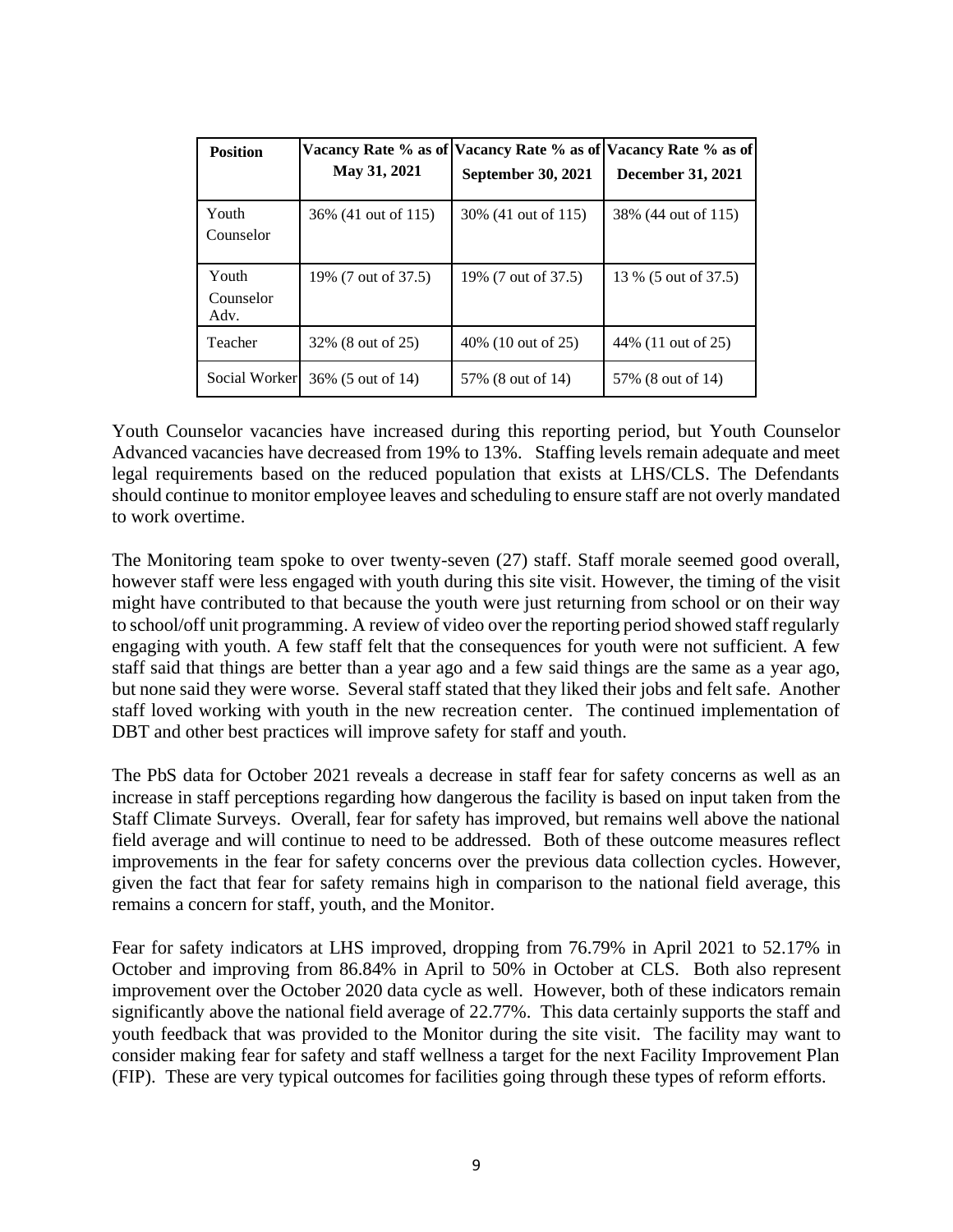| Position | Vacancy Rate % as of May 31, 2021 | Vacancy Rate % as of September 30, 2021 | Vacancy Rate % as of December 31, 2021 |
|---|---|---|---|
| Youth Counselor | 36% (41 out of 115) | 30% (41 out of 115) | 38% (44 out of 115) |
| Youth Counselor Adv. | 19% (7 out of 37.5) | 19% (7 out of 37.5) | 13 % (5 out of 37.5) |
| Teacher | 32% (8 out of 25) | 40% (10 out of 25) | 44% (11 out of 25) |
| Social Worker | 36% (5 out of 14) | 57% (8 out of 14) | 57% (8 out of 14) |

Youth Counselor vacancies have increased during this reporting period, but Youth Counselor Advanced vacancies have decreased from 19% to 13%. Staffing levels remain adequate and meet legal requirements based on the reduced population that exists at LHS/CLS. The Defendants should continue to monitor employee leaves and scheduling to ensure staff are not overly mandated to work overtime.

The Monitoring team spoke to over twenty-seven (27) staff. Staff morale seemed good overall, however staff were less engaged with youth during this site visit. However, the timing of the visit might have contributed to that because the youth were just returning from school or on their way to school/off unit programming. A review of video over the reporting period showed staff regularly engaging with youth. A few staff felt that the consequences for youth were not sufficient. A few staff said that things are better than a year ago and a few said things are the same as a year ago, but none said they were worse. Several staff stated that they liked their jobs and felt safe. Another staff loved working with youth in the new recreation center. The continued implementation of DBT and other best practices will improve safety for staff and youth.

The PbS data for October 2021 reveals a decrease in staff fear for safety concerns as well as an increase in staff perceptions regarding how dangerous the facility is based on input taken from the Staff Climate Surveys. Overall, fear for safety has improved, but remains well above the national field average and will continue to need to be addressed. Both of these outcome measures reflect improvements in the fear for safety concerns over the previous data collection cycles. However, given the fact that fear for safety remains high in comparison to the national field average, this remains a concern for staff, youth, and the Monitor.

Fear for safety indicators at LHS improved, dropping from 76.79% in April 2021 to 52.17% in October and improving from 86.84% in April to 50% in October at CLS. Both also represent improvement over the October 2020 data cycle as well. However, both of these indicators remain significantly above the national field average of 22.77%. This data certainly supports the staff and youth feedback that was provided to the Monitor during the site visit. The facility may want to consider making fear for safety and staff wellness a target for the next Facility Improvement Plan (FIP). These are very typical outcomes for facilities going through these types of reform efforts.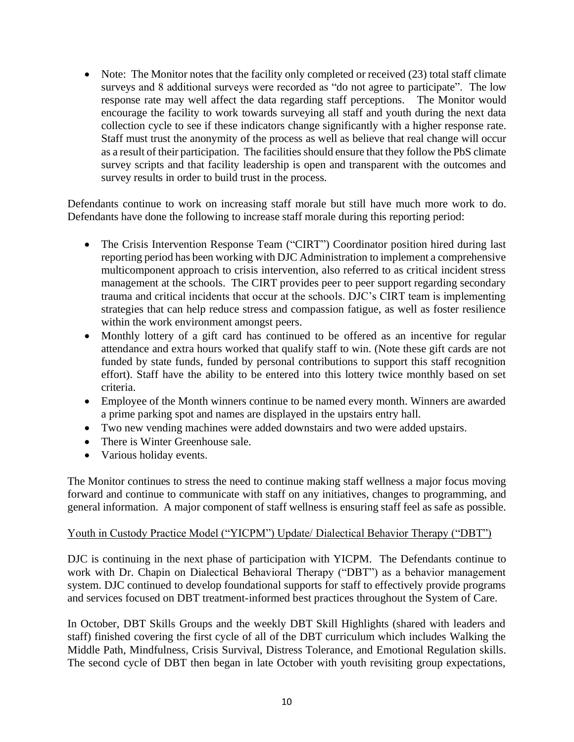- Note: The Monitor notes that the facility only completed or received (23) total staff climate surveys and 8 additional surveys were recorded as "do not agree to participate". The low response rate may well affect the data regarding staff perceptions. The Monitor would encourage the facility to work towards surveying all staff and youth during the next data collection cycle to see if these indicators change significantly with a higher response rate. Staff must trust the anonymity of the process as well as believe that real change will occur as a result of their participation. The facilities should ensure that they follow the PbS climate survey scripts and that facility leadership is open and transparent with the outcomes and survey results in order to build trust in the process.

Defendants continue to work on increasing staff morale but still have much more work to do. Defendants have done the following to increase staff morale during this reporting period:

- The Crisis Intervention Response Team ("CIRT") Coordinator position hired during last reporting period has been working with DJC Administration to implement a comprehensive multicomponent approach to crisis intervention, also referred to as critical incident stress management at the schools. The CIRT provides peer to peer support regarding secondary trauma and critical incidents that occur at the schools. DJC's CIRT team is implementing strategies that can help reduce stress and compassion fatigue, as well as foster resilience within the work environment amongst peers.
- Monthly lottery of a gift card has continued to be offered as an incentive for regular attendance and extra hours worked that qualify staff to win. (Note these gift cards are not funded by state funds, funded by personal contributions to support this staff recognition effort). Staff have the ability to be entered into this lottery twice monthly based on set criteria.
- Employee of the Month winners continue to be named every month. Winners are awarded a prime parking spot and names are displayed in the upstairs entry hall.
- Two new vending machines were added downstairs and two were added upstairs.
- There is Winter Greenhouse sale.
- Various holiday events.

The Monitor continues to stress the need to continue making staff wellness a major focus moving forward and continue to communicate with staff on any initiatives, changes to programming, and general information. A major component of staff wellness is ensuring staff feel as safe as possible.

Youth in Custody Practice Model ("YICPM") Update/ Dialectical Behavior Therapy ("DBT")

DJC is continuing in the next phase of participation with YICPM. The Defendants continue to work with Dr. Chapin on Dialectical Behavioral Therapy ("DBT") as a behavior management system. DJC continued to develop foundational supports for staff to effectively provide programs and services focused on DBT treatment-informed best practices throughout the System of Care.

In October, DBT Skills Groups and the weekly DBT Skill Highlights (shared with leaders and staff) finished covering the first cycle of all of the DBT curriculum which includes Walking the Middle Path, Mindfulness, Crisis Survival, Distress Tolerance, and Emotional Regulation skills. The second cycle of DBT then began in late October with youth revisiting group expectations,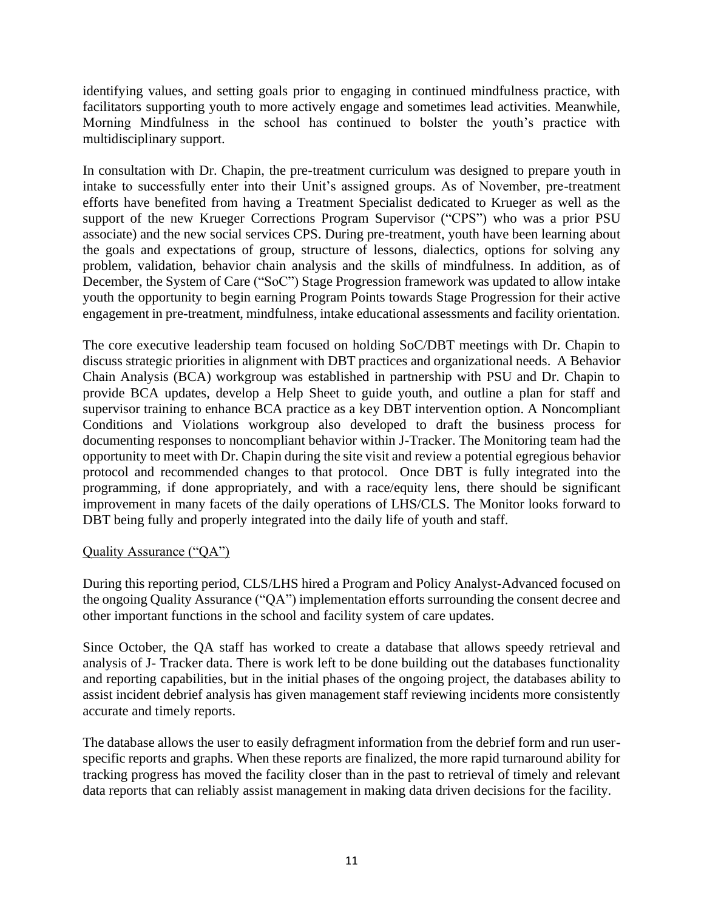identifying values, and setting goals prior to engaging in continued mindfulness practice, with facilitators supporting youth to more actively engage and sometimes lead activities. Meanwhile, Morning Mindfulness in the school has continued to bolster the youth's practice with multidisciplinary support.

In consultation with Dr. Chapin, the pre-treatment curriculum was designed to prepare youth in intake to successfully enter into their Unit's assigned groups. As of November, pre-treatment efforts have benefited from having a Treatment Specialist dedicated to Krueger as well as the support of the new Krueger Corrections Program Supervisor ("CPS") who was a prior PSU associate) and the new social services CPS. During pre-treatment, youth have been learning about the goals and expectations of group, structure of lessons, dialectics, options for solving any problem, validation, behavior chain analysis and the skills of mindfulness. In addition, as of December, the System of Care ("SoC") Stage Progression framework was updated to allow intake youth the opportunity to begin earning Program Points towards Stage Progression for their active engagement in pre-treatment, mindfulness, intake educational assessments and facility orientation.

The core executive leadership team focused on holding SoC/DBT meetings with Dr. Chapin to discuss strategic priorities in alignment with DBT practices and organizational needs. A Behavior Chain Analysis (BCA) workgroup was established in partnership with PSU and Dr. Chapin to provide BCA updates, develop a Help Sheet to guide youth, and outline a plan for staff and supervisor training to enhance BCA practice as a key DBT intervention option. A Noncompliant Conditions and Violations workgroup also developed to draft the business process for documenting responses to noncompliant behavior within J-Tracker. The Monitoring team had the opportunity to meet with Dr. Chapin during the site visit and review a potential egregious behavior protocol and recommended changes to that protocol. Once DBT is fully integrated into the programming, if done appropriately, and with a race/equity lens, there should be significant improvement in many facets of the daily operations of LHS/CLS. The Monitor looks forward to DBT being fully and properly integrated into the daily life of youth and staff.

## Quality Assurance ("QA")

During this reporting period, CLS/LHS hired a Program and Policy Analyst-Advanced focused on the ongoing Quality Assurance ("QA") implementation efforts surrounding the consent decree and other important functions in the school and facility system of care updates.

Since October, the QA staff has worked to create a database that allows speedy retrieval and analysis of J- Tracker data. There is work left to be done building out the databases functionality and reporting capabilities, but in the initial phases of the ongoing project, the databases ability to assist incident debrief analysis has given management staff reviewing incidents more consistently accurate and timely reports.

The database allows the user to easily defragment information from the debrief form and run user-specific reports and graphs. When these reports are finalized, the more rapid turnaround ability for tracking progress has moved the facility closer than in the past to retrieval of timely and relevant data reports that can reliably assist management in making data driven decisions for the facility.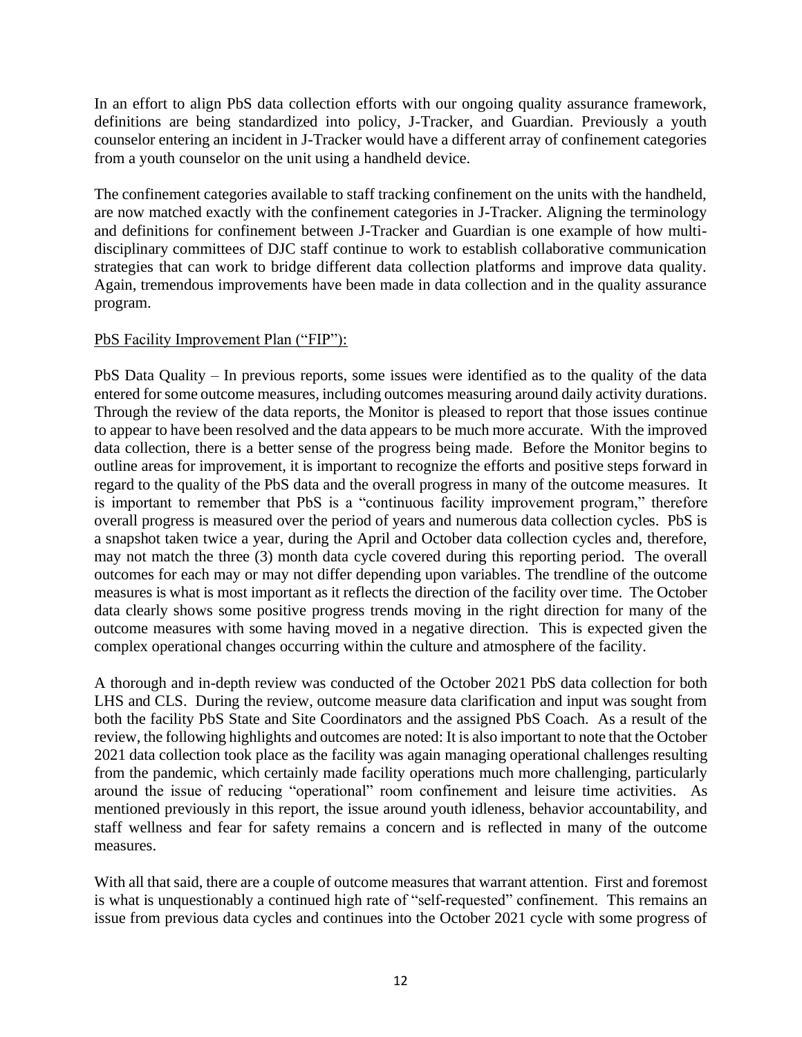In an effort to align PbS data collection efforts with our ongoing quality assurance framework, definitions are being standardized into policy, J-Tracker, and Guardian. Previously a youth counselor entering an incident in J-Tracker would have a different array of confinement categories from a youth counselor on the unit using a handheld device.

The confinement categories available to staff tracking confinement on the units with the handheld, are now matched exactly with the confinement categories in J-Tracker. Aligning the terminology and definitions for confinement between J-Tracker and Guardian is one example of how multi-disciplinary committees of DJC staff continue to work to establish collaborative communication strategies that can work to bridge different data collection platforms and improve data quality. Again, tremendous improvements have been made in data collection and in the quality assurance program.

PbS Facility Improvement Plan ("FIP"):

PbS Data Quality – In previous reports, some issues were identified as to the quality of the data entered for some outcome measures, including outcomes measuring around daily activity durations. Through the review of the data reports, the Monitor is pleased to report that those issues continue to appear to have been resolved and the data appears to be much more accurate. With the improved data collection, there is a better sense of the progress being made. Before the Monitor begins to outline areas for improvement, it is important to recognize the efforts and positive steps forward in regard to the quality of the PbS data and the overall progress in many of the outcome measures. It is important to remember that PbS is a "continuous facility improvement program," therefore overall progress is measured over the period of years and numerous data collection cycles. PbS is a snapshot taken twice a year, during the April and October data collection cycles and, therefore, may not match the three (3) month data cycle covered during this reporting period. The overall outcomes for each may or may not differ depending upon variables. The trendline of the outcome measures is what is most important as it reflects the direction of the facility over time. The October data clearly shows some positive progress trends moving in the right direction for many of the outcome measures with some having moved in a negative direction. This is expected given the complex operational changes occurring within the culture and atmosphere of the facility.

A thorough and in-depth review was conducted of the October 2021 PbS data collection for both LHS and CLS. During the review, outcome measure data clarification and input was sought from both the facility PbS State and Site Coordinators and the assigned PbS Coach. As a result of the review, the following highlights and outcomes are noted: It is also important to note that the October 2021 data collection took place as the facility was again managing operational challenges resulting from the pandemic, which certainly made facility operations much more challenging, particularly around the issue of reducing "operational" room confinement and leisure time activities. As mentioned previously in this report, the issue around youth idleness, behavior accountability, and staff wellness and fear for safety remains a concern and is reflected in many of the outcome measures.

With all that said, there are a couple of outcome measures that warrant attention. First and foremost is what is unquestionably a continued high rate of "self-requested" confinement. This remains an issue from previous data cycles and continues into the October 2021 cycle with some progress of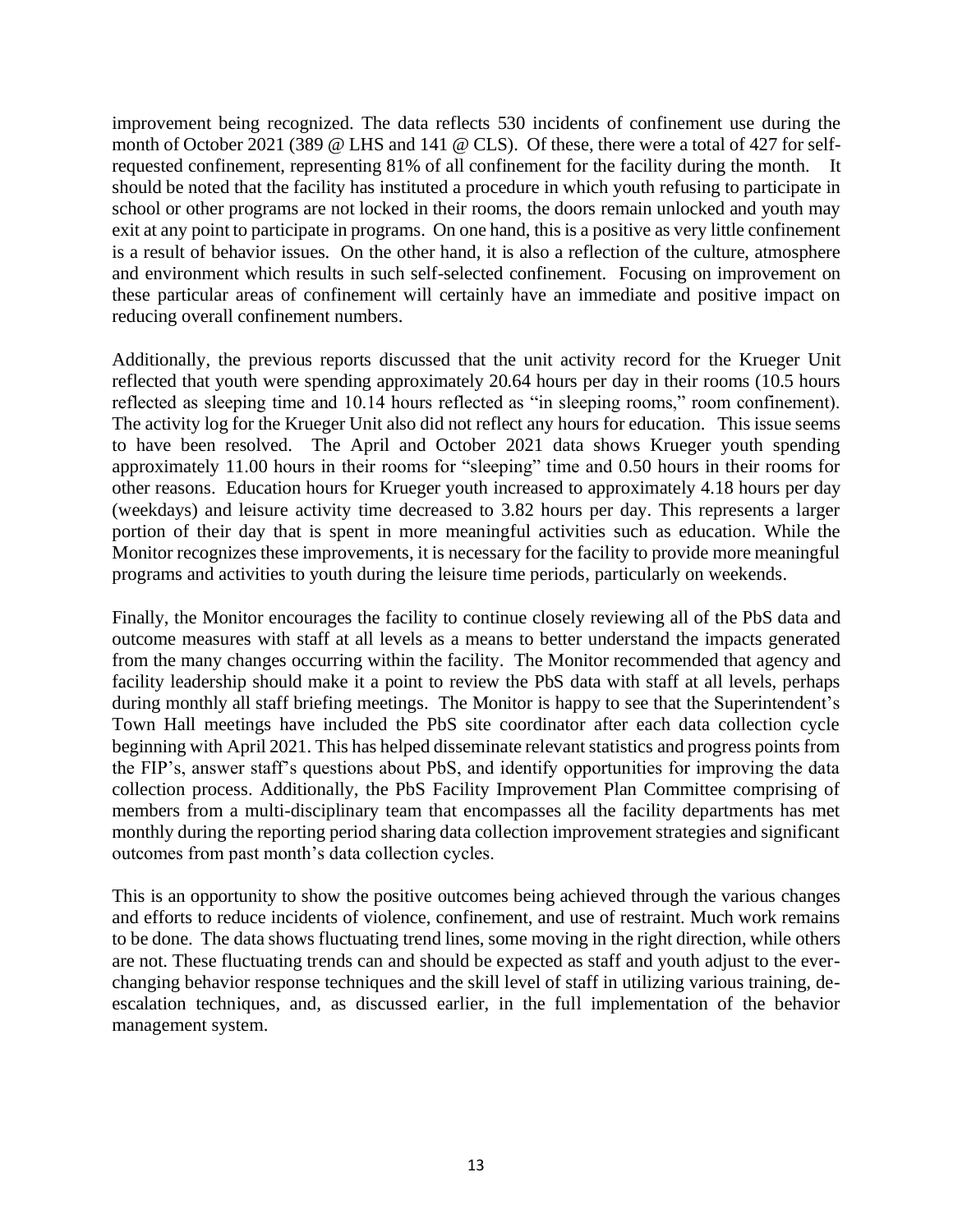improvement being recognized. The data reflects 530 incidents of confinement use during the month of October 2021 (389 @ LHS and 141 @ CLS). Of these, there were a total of 427 for self-requested confinement, representing 81% of all confinement for the facility during the month. It should be noted that the facility has instituted a procedure in which youth refusing to participate in school or other programs are not locked in their rooms, the doors remain unlocked and youth may exit at any point to participate in programs. On one hand, this is a positive as very little confinement is a result of behavior issues. On the other hand, it is also a reflection of the culture, atmosphere and environment which results in such self-selected confinement. Focusing on improvement on these particular areas of confinement will certainly have an immediate and positive impact on reducing overall confinement numbers.

Additionally, the previous reports discussed that the unit activity record for the Krueger Unit reflected that youth were spending approximately 20.64 hours per day in their rooms (10.5 hours reflected as sleeping time and 10.14 hours reflected as "in sleeping rooms," room confinement). The activity log for the Krueger Unit also did not reflect any hours for education. This issue seems to have been resolved. The April and October 2021 data shows Krueger youth spending approximately 11.00 hours in their rooms for "sleeping" time and 0.50 hours in their rooms for other reasons. Education hours for Krueger youth increased to approximately 4.18 hours per day (weekdays) and leisure activity time decreased to 3.82 hours per day. This represents a larger portion of their day that is spent in more meaningful activities such as education. While the Monitor recognizes these improvements, it is necessary for the facility to provide more meaningful programs and activities to youth during the leisure time periods, particularly on weekends.

Finally, the Monitor encourages the facility to continue closely reviewing all of the PbS data and outcome measures with staff at all levels as a means to better understand the impacts generated from the many changes occurring within the facility. The Monitor recommended that agency and facility leadership should make it a point to review the PbS data with staff at all levels, perhaps during monthly all staff briefing meetings. The Monitor is happy to see that the Superintendent's Town Hall meetings have included the PbS site coordinator after each data collection cycle beginning with April 2021. This has helped disseminate relevant statistics and progress points from the FIP's, answer staff's questions about PbS, and identify opportunities for improving the data collection process. Additionally, the PbS Facility Improvement Plan Committee comprising of members from a multi-disciplinary team that encompasses all the facility departments has met monthly during the reporting period sharing data collection improvement strategies and significant outcomes from past month's data collection cycles.

This is an opportunity to show the positive outcomes being achieved through the various changes and efforts to reduce incidents of violence, confinement, and use of restraint. Much work remains to be done. The data shows fluctuating trend lines, some moving in the right direction, while others are not. These fluctuating trends can and should be expected as staff and youth adjust to the ever-changing behavior response techniques and the skill level of staff in utilizing various training, de-escalation techniques, and, as discussed earlier, in the full implementation of the behavior management system.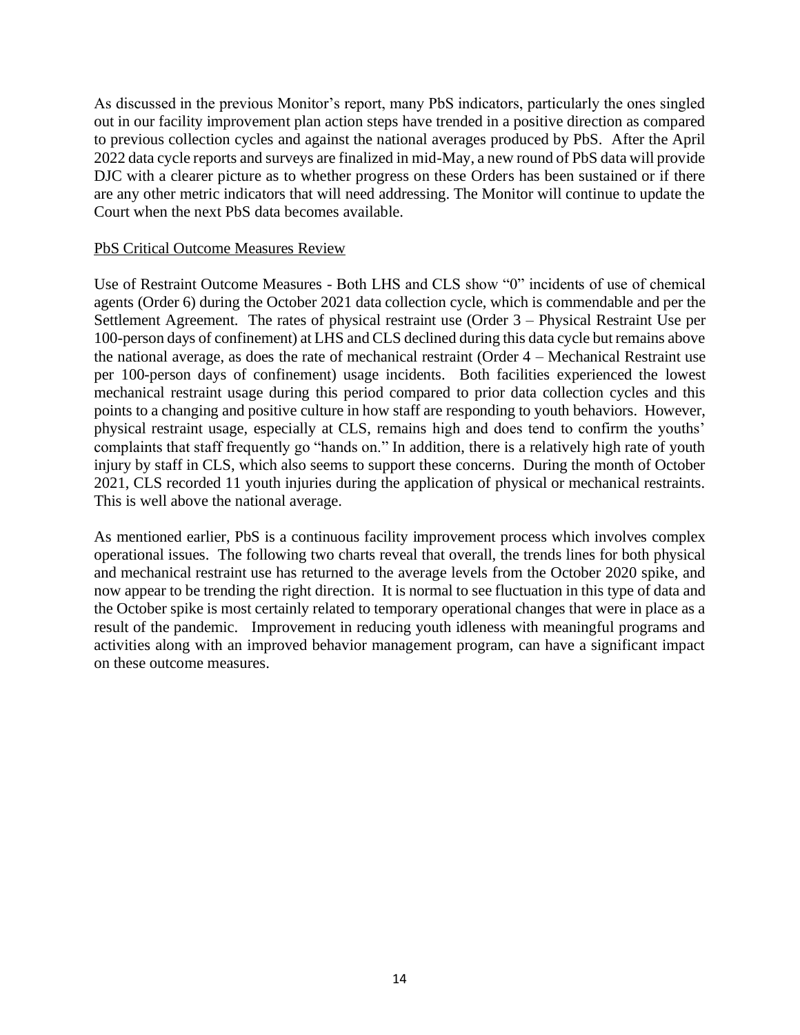As discussed in the previous Monitor's report, many PbS indicators, particularly the ones singled out in our facility improvement plan action steps have trended in a positive direction as compared to previous collection cycles and against the national averages produced by PbS. After the April 2022 data cycle reports and surveys are finalized in mid-May, a new round of PbS data will provide DJC with a clearer picture as to whether progress on these Orders has been sustained or if there are any other metric indicators that will need addressing. The Monitor will continue to update the Court when the next PbS data becomes available.

<u>PbS Critical Outcome Measures Review</u>

Use of Restraint Outcome Measures - Both LHS and CLS show "0" incidents of use of chemical agents (Order 6) during the October 2021 data collection cycle, which is commendable and per the Settlement Agreement. The rates of physical restraint use (Order 3 – Physical Restraint Use per 100-person days of confinement) at LHS and CLS declined during this data cycle but remains above the national average, as does the rate of mechanical restraint (Order 4 – Mechanical Restraint use per 100-person days of confinement) usage incidents. Both facilities experienced the lowest mechanical restraint usage during this period compared to prior data collection cycles and this points to a changing and positive culture in how staff are responding to youth behaviors. However, physical restraint usage, especially at CLS, remains high and does tend to confirm the youths' complaints that staff frequently go "hands on." In addition, there is a relatively high rate of youth injury by staff in CLS, which also seems to support these concerns. During the month of October 2021, CLS recorded 11 youth injuries during the application of physical or mechanical restraints. This is well above the national average.

As mentioned earlier, PbS is a continuous facility improvement process which involves complex operational issues. The following two charts reveal that overall, the trends lines for both physical and mechanical restraint use has returned to the average levels from the October 2020 spike, and now appear to be trending the right direction. It is normal to see fluctuation in this type of data and the October spike is most certainly related to temporary operational changes that were in place as a result of the pandemic. Improvement in reducing youth idleness with meaningful programs and activities along with an improved behavior management program, can have a significant impact on these outcome measures.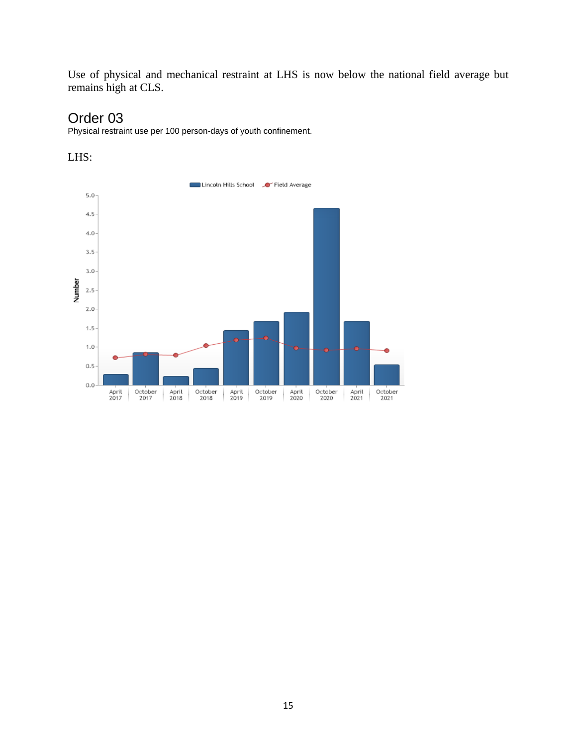Use of physical and mechanical restraint at LHS is now below the national field average but remains high at CLS.

## Order 03

Physical restraint use per 100 person-days of youth confinement.

LHS: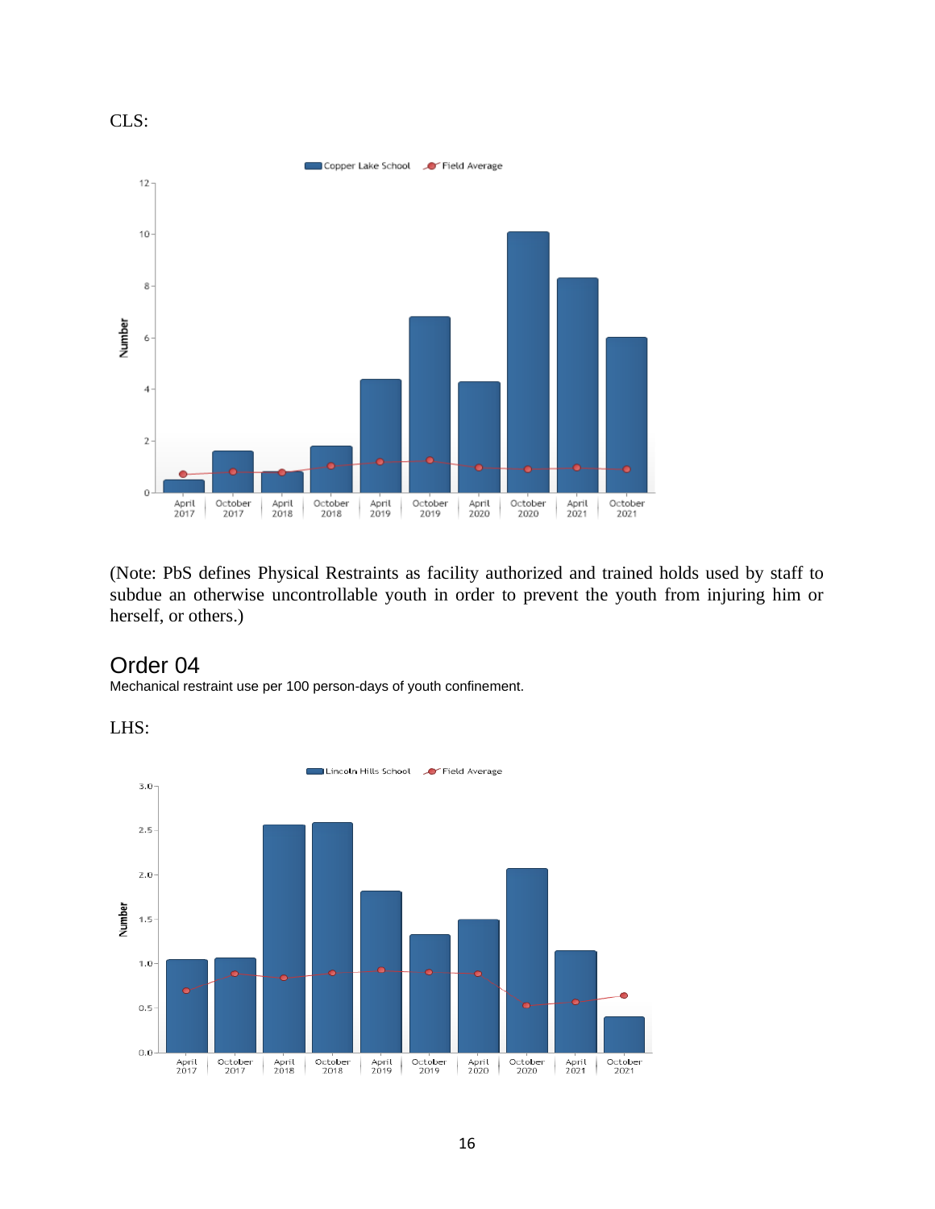CLS:

(Note: PbS defines Physical Restraints as facility authorized and trained holds used by staff to subdue an otherwise uncontrollable youth in order to prevent the youth from injuring him or herself, or others.)

## Order 04

Mechanical restraint use per 100 person-days of youth confinement.

LHS: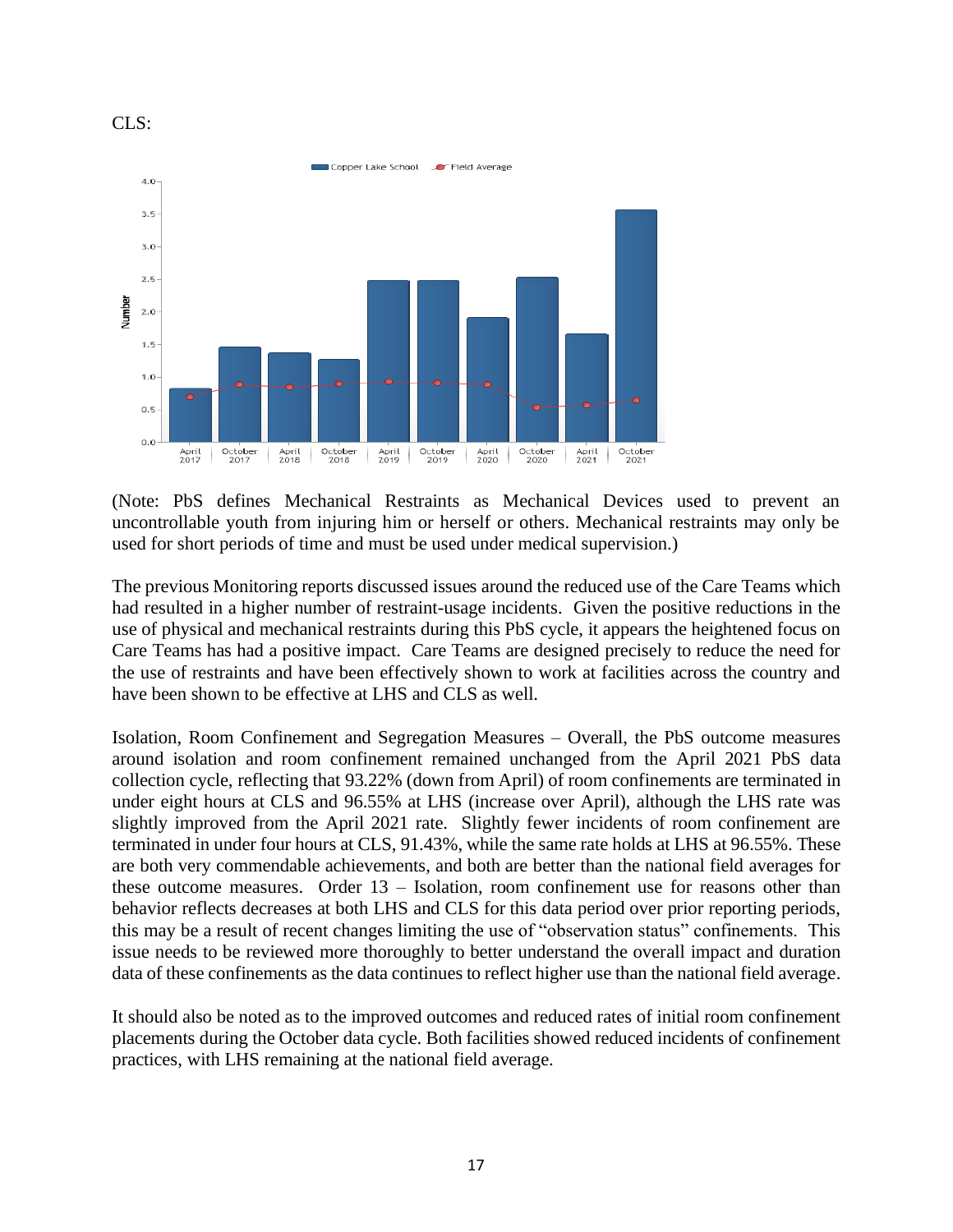CLS:

(Note: PbS defines Mechanical Restraints as Mechanical Devices used to prevent an uncontrollable youth from injuring him or herself or others. Mechanical restraints may only be used for short periods of time and must be used under medical supervision.)

The previous Monitoring reports discussed issues around the reduced use of the Care Teams which had resulted in a higher number of restraint-usage incidents. Given the positive reductions in the use of physical and mechanical restraints during this PbS cycle, it appears the heightened focus on Care Teams has had a positive impact. Care Teams are designed precisely to reduce the need for the use of restraints and have been effectively shown to work at facilities across the country and have been shown to be effective at LHS and CLS as well.

Isolation, Room Confinement and Segregation Measures – Overall, the PbS outcome measures around isolation and room confinement remained unchanged from the April 2021 PbS data collection cycle, reflecting that 93.22% (down from April) of room confinements are terminated in under eight hours at CLS and 96.55% at LHS (increase over April), although the LHS rate was slightly improved from the April 2021 rate. Slightly fewer incidents of room confinement are terminated in under four hours at CLS, 91.43%, while the same rate holds at LHS at 96.55%. These are both very commendable achievements, and both are better than the national field averages for these outcome measures. Order 13 – Isolation, room confinement use for reasons other than behavior reflects decreases at both LHS and CLS for this data period over prior reporting periods, this may be a result of recent changes limiting the use of "observation status" confinements. This issue needs to be reviewed more thoroughly to better understand the overall impact and duration data of these confinements as the data continues to reflect higher use than the national field average.

It should also be noted as to the improved outcomes and reduced rates of initial room confinement placements during the October data cycle. Both facilities showed reduced incidents of confinement practices, with LHS remaining at the national field average.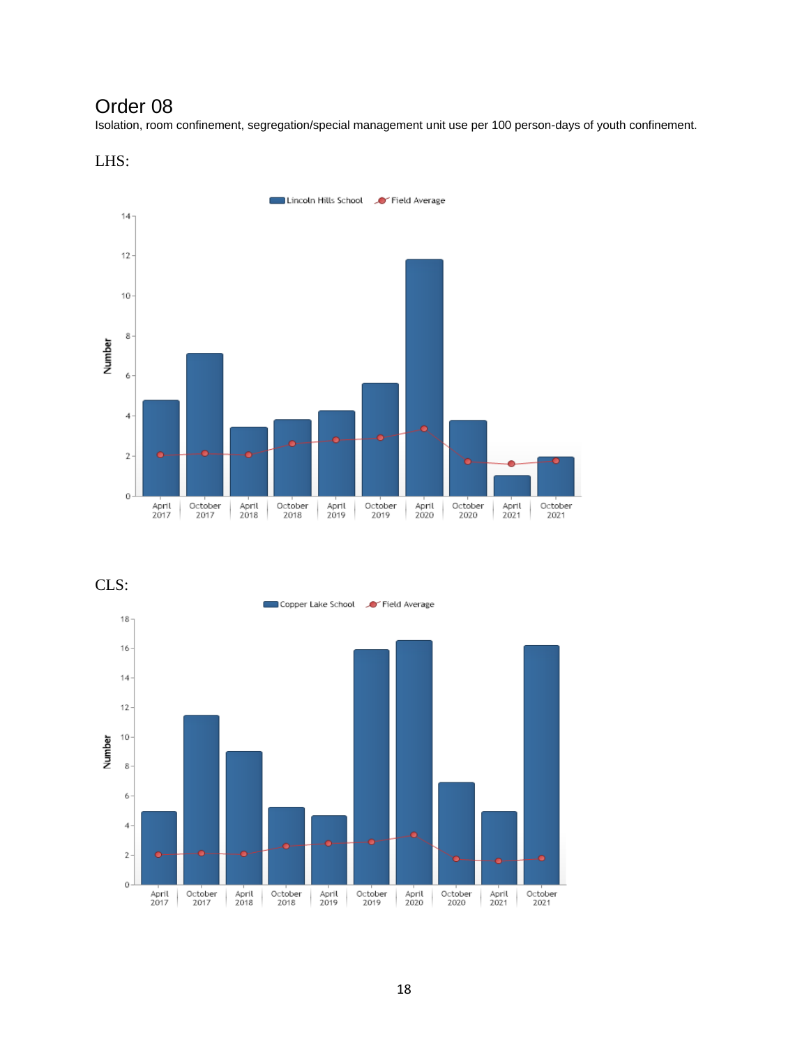# Order 08

Isolation, room confinement, segregation/special management unit use per 100 person-days of youth confinement.

LHS:

CLS: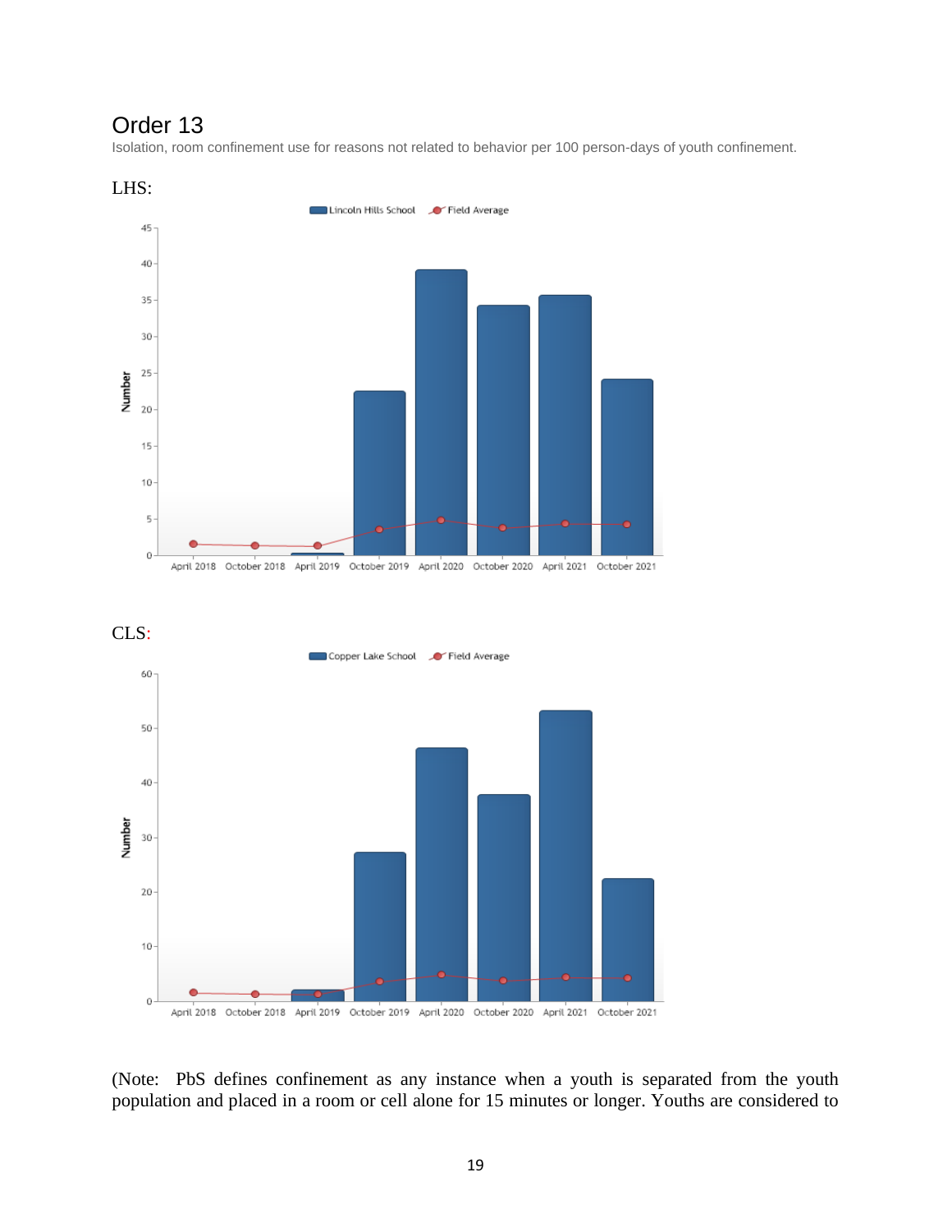# Order 13

Isolation, room confinement use for reasons not related to behavior per 100 person-days of youth confinement.

LHS:

Lincoln Hills School | Field Average

Number

April 2018 | October 2018 | April 2019 | October 2019 | April 2020 | October 2020 | April 2021 | October 2021

CLS:

Copper Lake School | Field Average

Number

April 2018 | October 2018 | April 2019 | October 2019 | April 2020 | October 2020 | April 2021 | October 2021

(Note: PbS defines confinement as any instance when a youth is separated from the youth population and placed in a room or cell alone for 15 minutes or longer. Youths are considered to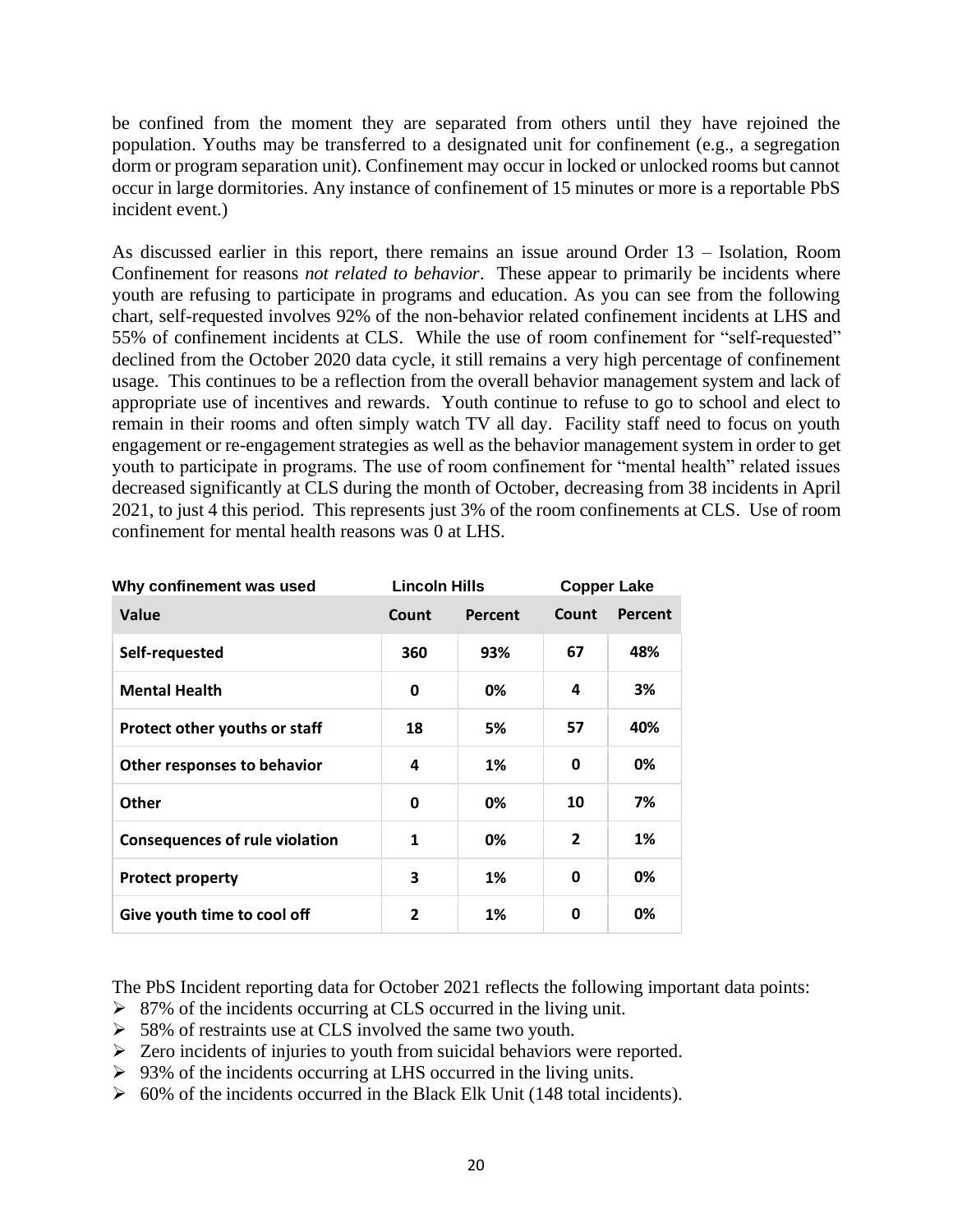be confined from the moment they are separated from others until they have rejoined the population. Youths may be transferred to a designated unit for confinement (e.g., a segregation dorm or program separation unit). Confinement may occur in locked or unlocked rooms but cannot occur in large dormitories. Any instance of confinement of 15 minutes or more is a reportable PbS incident event.)

As discussed earlier in this report, there remains an issue around Order 13 – Isolation, Room Confinement for reasons *not related to behavior*. These appear to primarily be incidents where youth are refusing to participate in programs and education. As you can see from the following chart, self-requested involves 92% of the non-behavior related confinement incidents at LHS and 55% of confinement incidents at CLS. While the use of room confinement for "self-requested" declined from the October 2020 data cycle, it still remains a very high percentage of confinement usage. This continues to be a reflection from the overall behavior management system and lack of appropriate use of incentives and rewards. Youth continue to refuse to go to school and elect to remain in their rooms and often simply watch TV all day. Facility staff need to focus on youth engagement or re-engagement strategies as well as the behavior management system in order to get youth to participate in programs. The use of room confinement for "mental health" related issues decreased significantly at CLS during the month of October, decreasing from 38 incidents in April 2021, to just 4 this period. This represents just 3% of the room confinements at CLS. Use of room confinement for mental health reasons was 0 at LHS.

| Why confinement was used | Lincoln Hills | | Copper Lake | |
|---|---|---|---|---|
| **Value** | **Count** | **Percent** | **Count** | **Percent** |
| **Self-requested** | **360** | **93%** | **67** | **48%** |
| **Mental Health** | **0** | **0%** | **4** | **3%** |
| **Protect other youths or staff** | **18** | **5%** | **57** | **40%** |
| **Other responses to behavior** | **4** | **1%** | **0** | **0%** |
| **Other** | **0** | **0%** | **10** | **7%** |
| **Consequences of rule violation** | **1** | **0%** | **2** | **1%** |
| **Protect property** | **3** | **1%** | **0** | **0%** |
| **Give youth time to cool off** | **2** | **1%** | **0** | **0%** |

The PbS Incident reporting data for October 2021 reflects the following important data points:

- 87% of the incidents occurring at CLS occurred in the living unit.
- 58% of restraints use at CLS involved the same two youth.
- Zero incidents of injuries to youth from suicidal behaviors were reported.
- 93% of the incidents occurring at LHS occurred in the living units.
- 60% of the incidents occurred in the Black Elk Unit (148 total incidents).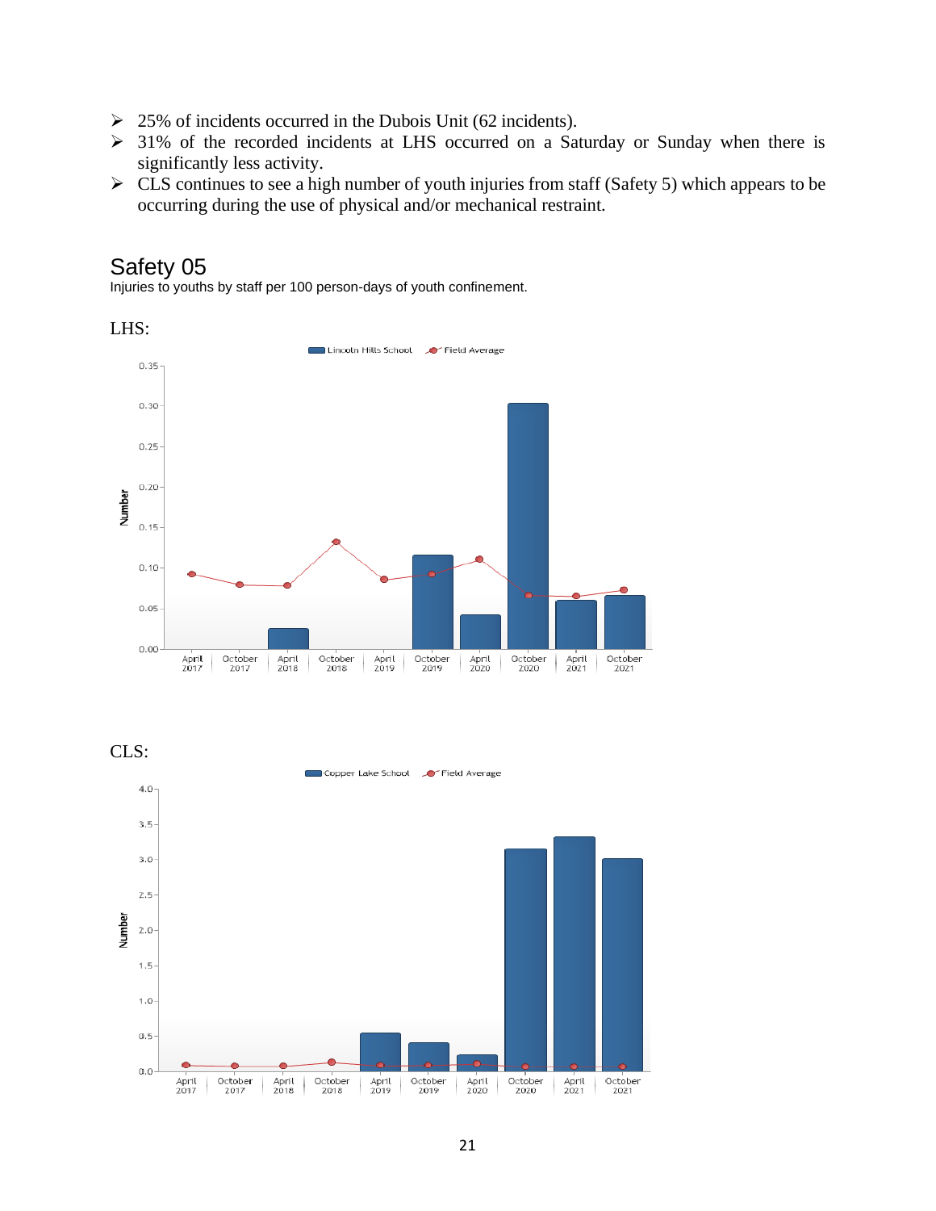- 25% of incidents occurred in the Dubois Unit (62 incidents).
- 31% of the recorded incidents at LHS occurred on a Saturday or Sunday when there is significantly less activity.
- CLS continues to see a high number of youth injuries from staff (Safety 5) which appears to be occurring during the use of physical and/or mechanical restraint.

## Safety 05

Injuries to youths by staff per 100 person-days of youth confinement.

LHS:

CLS: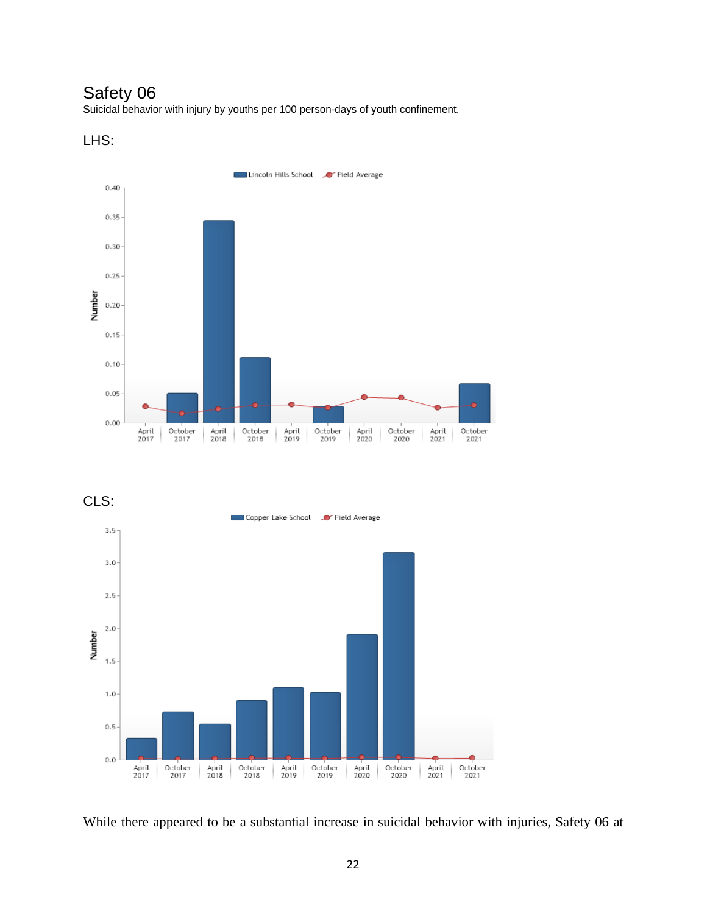## Safety 06

Suicidal behavior with injury by youths per 100 person-days of youth confinement.

LHS:

CLS:

While there appeared to be a substantial increase in suicidal behavior with injuries, Safety 06 at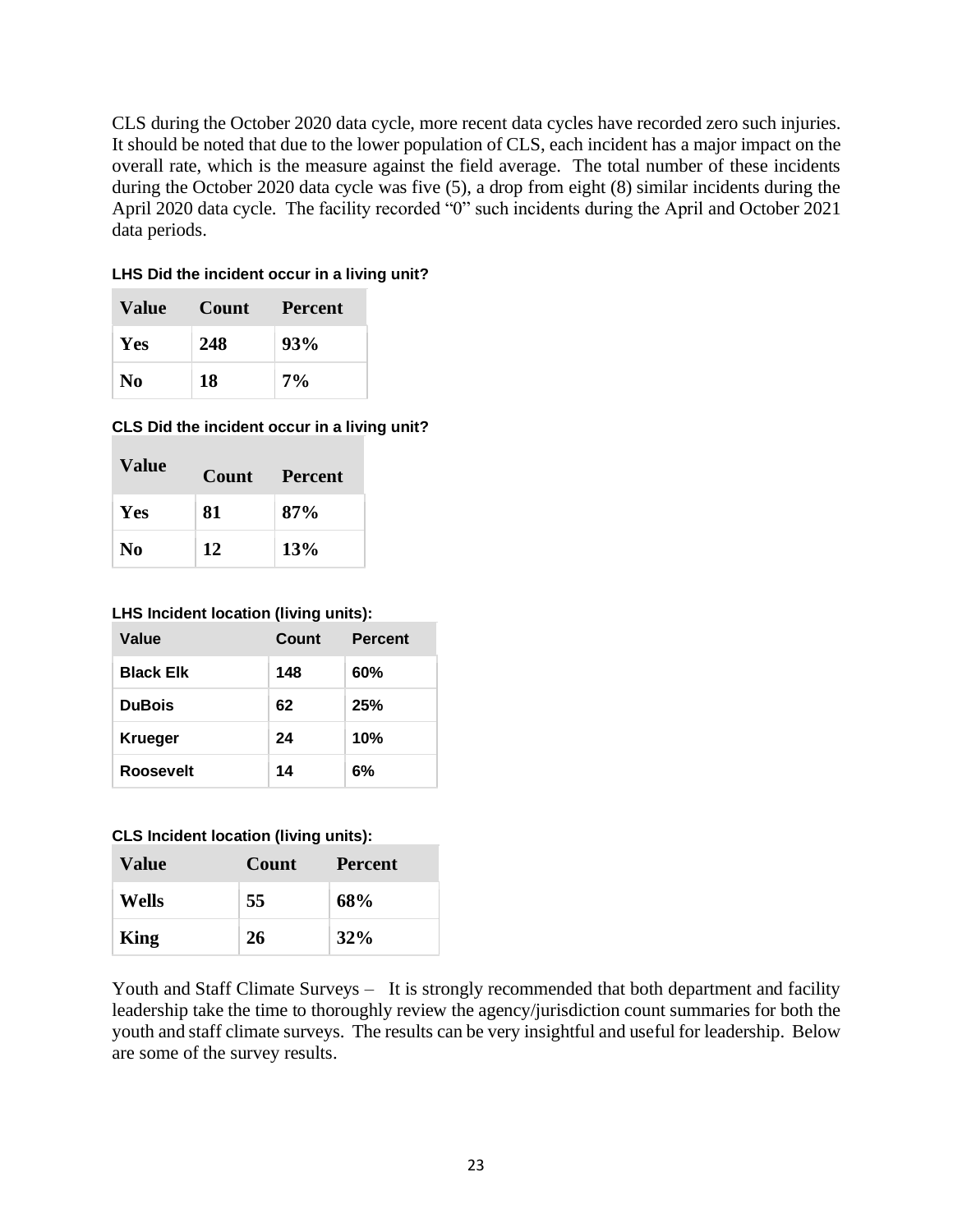CLS during the October 2020 data cycle, more recent data cycles have recorded zero such injuries. It should be noted that due to the lower population of CLS, each incident has a major impact on the overall rate, which is the measure against the field average. The total number of these incidents during the October 2020 data cycle was five (5), a drop from eight (8) similar incidents during the April 2020 data cycle. The facility recorded "0" such incidents during the April and October 2021 data periods.

**LHS Did the incident occur in a living unit?**

| Value | Count | Percent |
|---|---|---|
| Yes | 248 | 93% |
| No | 18 | 7% |

**CLS Did the incident occur in a living unit?**

| Value | Count | Percent |
|---|---|---|
| Yes | 81 | 87% |
| No | 12 | 13% |

**LHS Incident location (living units):**

| Value | Count | Percent |
|---|---|---|
| Black Elk | 148 | 60% |
| DuBois | 62 | 25% |
| Krueger | 24 | 10% |
| Roosevelt | 14 | 6% |

**CLS Incident location (living units):**

| Value | Count | Percent |
|---|---|---|
| Wells | 55 | 68% |
| King | 26 | 32% |

Youth and Staff Climate Surveys – It is strongly recommended that both department and facility leadership take the time to thoroughly review the agency/jurisdiction count summaries for both the youth and staff climate surveys. The results can be very insightful and useful for leadership. Below are some of the survey results.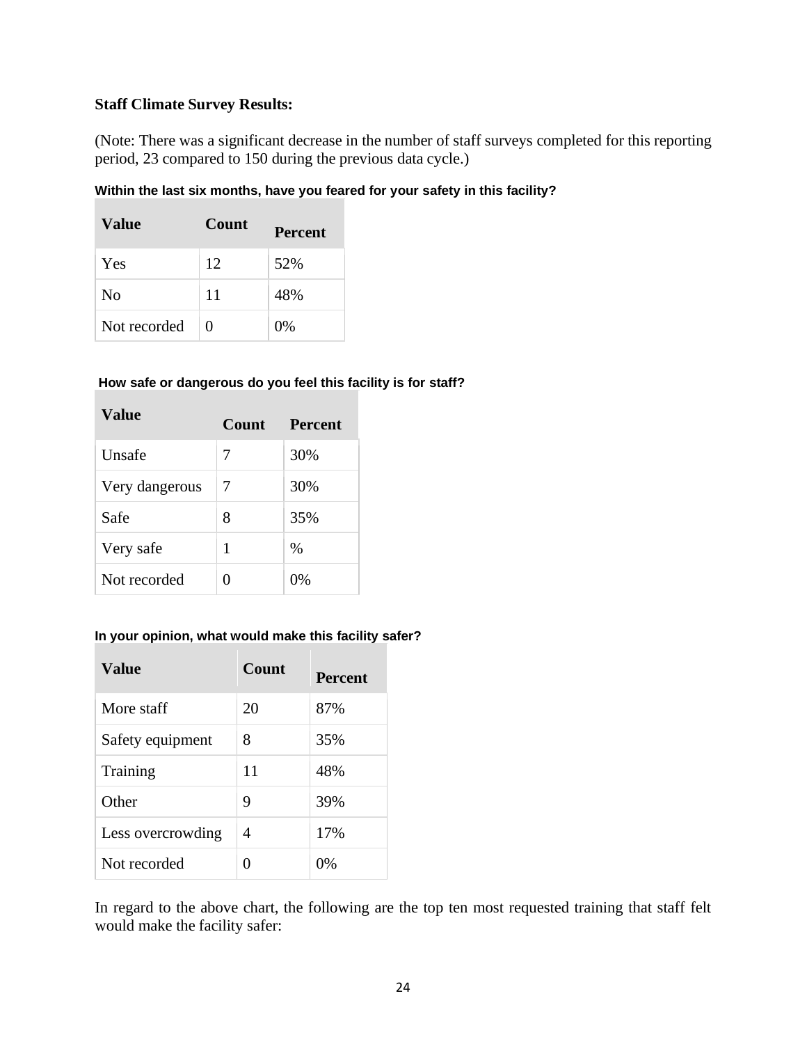**Staff Climate Survey Results:**

(Note: There was a significant decrease in the number of staff surveys completed for this reporting period, 23 compared to 150 during the previous data cycle.)

**Within the last six months, have you feared for your safety in this facility?**

| Value | Count | Percent |
|---|---|---|
| Yes | 12 | 52% |
| No | 11 | 48% |
| Not recorded | 0 | 0% |

**How safe or dangerous do you feel this facility is for staff?**

| Value | Count | Percent |
|---|---|---|
| Unsafe | 7 | 30% |
| Very dangerous | 7 | 30% |
| Safe | 8 | 35% |
| Very safe | 1 | % |
| Not recorded | 0 | 0% |

**In your opinion, what would make this facility safer?**

| Value | Count | Percent |
|---|---|---|
| More staff | 20 | 87% |
| Safety equipment | 8 | 35% |
| Training | 11 | 48% |
| Other | 9 | 39% |
| Less overcrowding | 4 | 17% |
| Not recorded | 0 | 0% |

In regard to the above chart, the following are the top ten most requested training that staff felt would make the facility safer: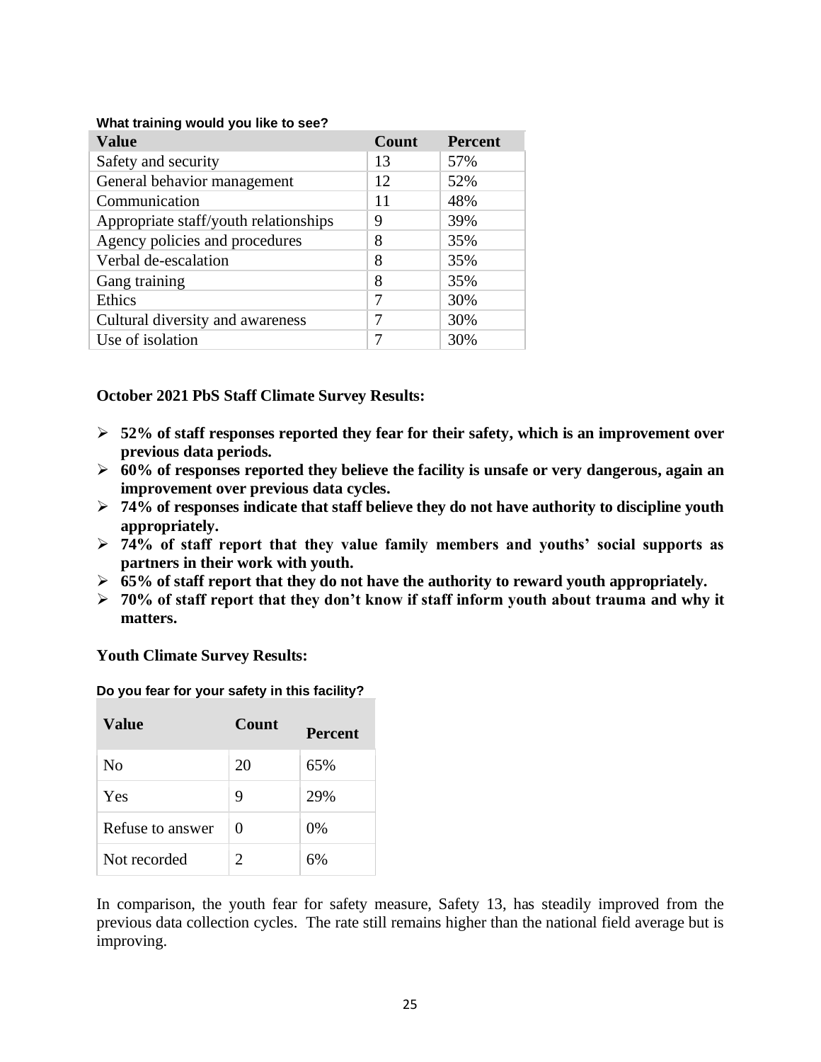**What training would you like to see?**

| Value | Count | Percent |
|---|---|---|
| Safety and security | 13 | 57% |
| General behavior management | 12 | 52% |
| Communication | 11 | 48% |
| Appropriate staff/youth relationships | 9 | 39% |
| Agency policies and procedures | 8 | 35% |
| Verbal de-escalation | 8 | 35% |
| Gang training | 8 | 35% |
| Ethics | 7 | 30% |
| Cultural diversity and awareness | 7 | 30% |
| Use of isolation | 7 | 30% |

**October 2021 PbS Staff Climate Survey Results:**

- **52% of staff responses reported they fear for their safety, which is an improvement over previous data periods.**
- **60% of responses reported they believe the facility is unsafe or very dangerous, again an improvement over previous data cycles.**
- **74% of responses indicate that staff believe they do not have authority to discipline youth appropriately.**
- **74% of staff report that they value family members and youths' social supports as partners in their work with youth.**
- **65% of staff report that they do not have the authority to reward youth appropriately.**
- **70% of staff report that they don't know if staff inform youth about trauma and why it matters.**

**Youth Climate Survey Results:**

**Do you fear for your safety in this facility?**

| Value | Count | Percent |
|---|---|---|
| No | 20 | 65% |
| Yes | 9 | 29% |
| Refuse to answer | 0 | 0% |
| Not recorded | 2 | 6% |

In comparison, the youth fear for safety measure, Safety 13, has steadily improved from the previous data collection cycles. The rate still remains higher than the national field average but is improving.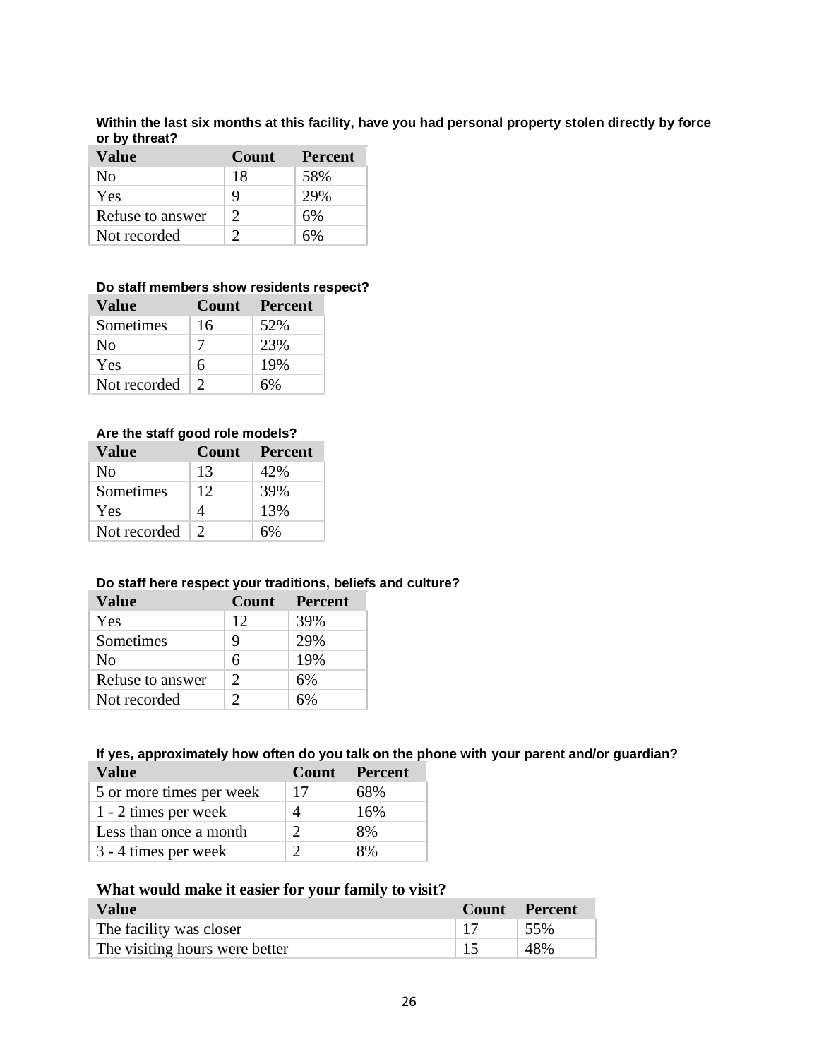**Within the last six months at this facility, have you had personal property stolen directly by force or by threat?**

| Value | Count | Percent |
|---|---|---|
| No | 18 | 58% |
| Yes | 9 | 29% |
| Refuse to answer | 2 | 6% |
| Not recorded | 2 | 6% |

**Do staff members show residents respect?**

| Value | Count | Percent |
|---|---|---|
| Sometimes | 16 | 52% |
| No | 7 | 23% |
| Yes | 6 | 19% |
| Not recorded | 2 | 6% |

**Are the staff good role models?**

| Value | Count | Percent |
|---|---|---|
| No | 13 | 42% |
| Sometimes | 12 | 39% |
| Yes | 4 | 13% |
| Not recorded | 2 | 6% |

**Do staff here respect your traditions, beliefs and culture?**

| Value | Count | Percent |
|---|---|---|
| Yes | 12 | 39% |
| Sometimes | 9 | 29% |
| No | 6 | 19% |
| Refuse to answer | 2 | 6% |
| Not recorded | 2 | 6% |

**If yes, approximately how often do you talk on the phone with your parent and/or guardian?**

| Value | Count | Percent |
|---|---|---|
| 5 or more times per week | 17 | 68% |
| 1 - 2 times per week | 4 | 16% |
| Less than once a month | 2 | 8% |
| 3 - 4 times per week | 2 | 8% |

**What would make it easier for your family to visit?**

| Value | Count | Percent |
|---|---|---|
| The facility was closer | 17 | 55% |
| The visiting hours were better | 15 | 48% |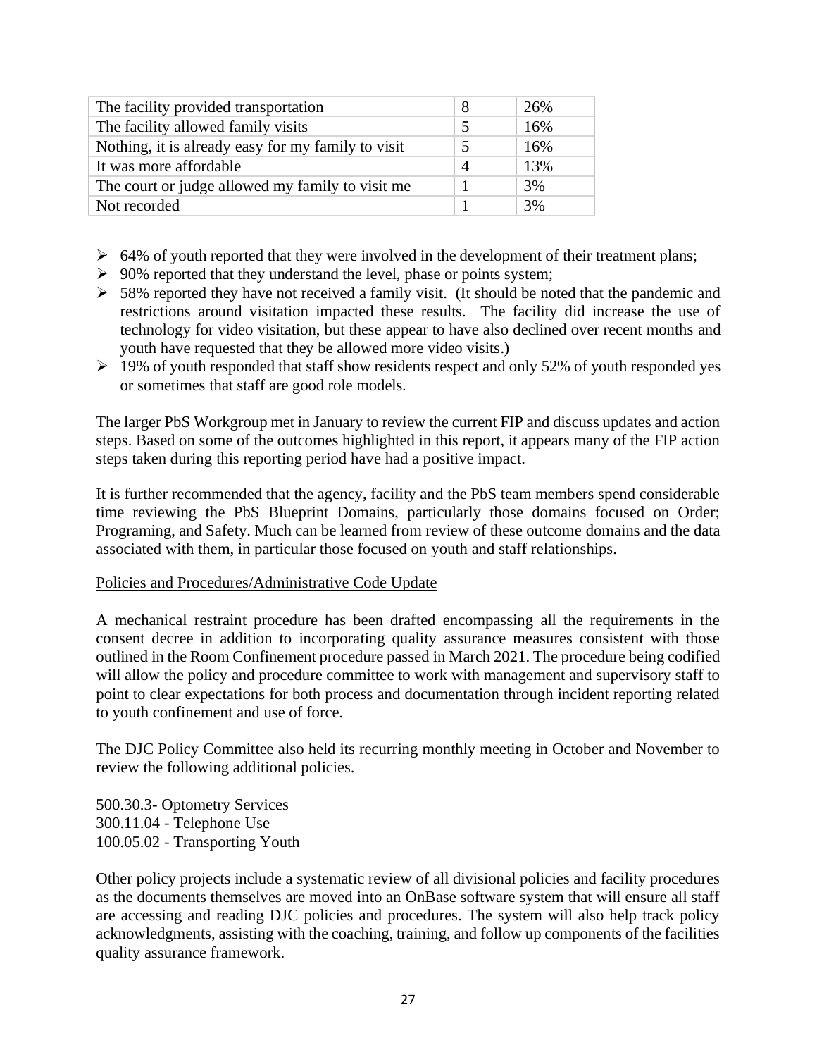| The facility provided transportation | 8 | 26% |
|---|---|---|
| The facility allowed family visits | 5 | 16% |
| Nothing, it is already easy for my family to visit | 5 | 16% |
| It was more affordable | 4 | 13% |
| The court or judge allowed my family to visit me | 1 | 3% |
| Not recorded | 1 | 3% |

- 64% of youth reported that they were involved in the development of their treatment plans;
- 90% reported that they understand the level, phase or points system;
- 58% reported they have not received a family visit. (It should be noted that the pandemic and restrictions around visitation impacted these results. The facility did increase the use of technology for video visitation, but these appear to have also declined over recent months and youth have requested that they be allowed more video visits.)
- 19% of youth responded that staff show residents respect and only 52% of youth responded yes or sometimes that staff are good role models.

The larger PbS Workgroup met in January to review the current FIP and discuss updates and action steps. Based on some of the outcomes highlighted in this report, it appears many of the FIP action steps taken during this reporting period have had a positive impact.

It is further recommended that the agency, facility and the PbS team members spend considerable time reviewing the PbS Blueprint Domains, particularly those domains focused on Order; Programing, and Safety. Much can be learned from review of these outcome domains and the data associated with them, in particular those focused on youth and staff relationships.

Policies and Procedures/Administrative Code Update

A mechanical restraint procedure has been drafted encompassing all the requirements in the consent decree in addition to incorporating quality assurance measures consistent with those outlined in the Room Confinement procedure passed in March 2021. The procedure being codified will allow the policy and procedure committee to work with management and supervisory staff to point to clear expectations for both process and documentation through incident reporting related to youth confinement and use of force.

The DJC Policy Committee also held its recurring monthly meeting in October and November to review the following additional policies.

500.30.3- Optometry Services
300.11.04 - Telephone Use
100.05.02 - Transporting Youth

Other policy projects include a systematic review of all divisional policies and facility procedures as the documents themselves are moved into an OnBase software system that will ensure all staff are accessing and reading DJC policies and procedures. The system will also help track policy acknowledgments, assisting with the coaching, training, and follow up components of the facilities quality assurance framework.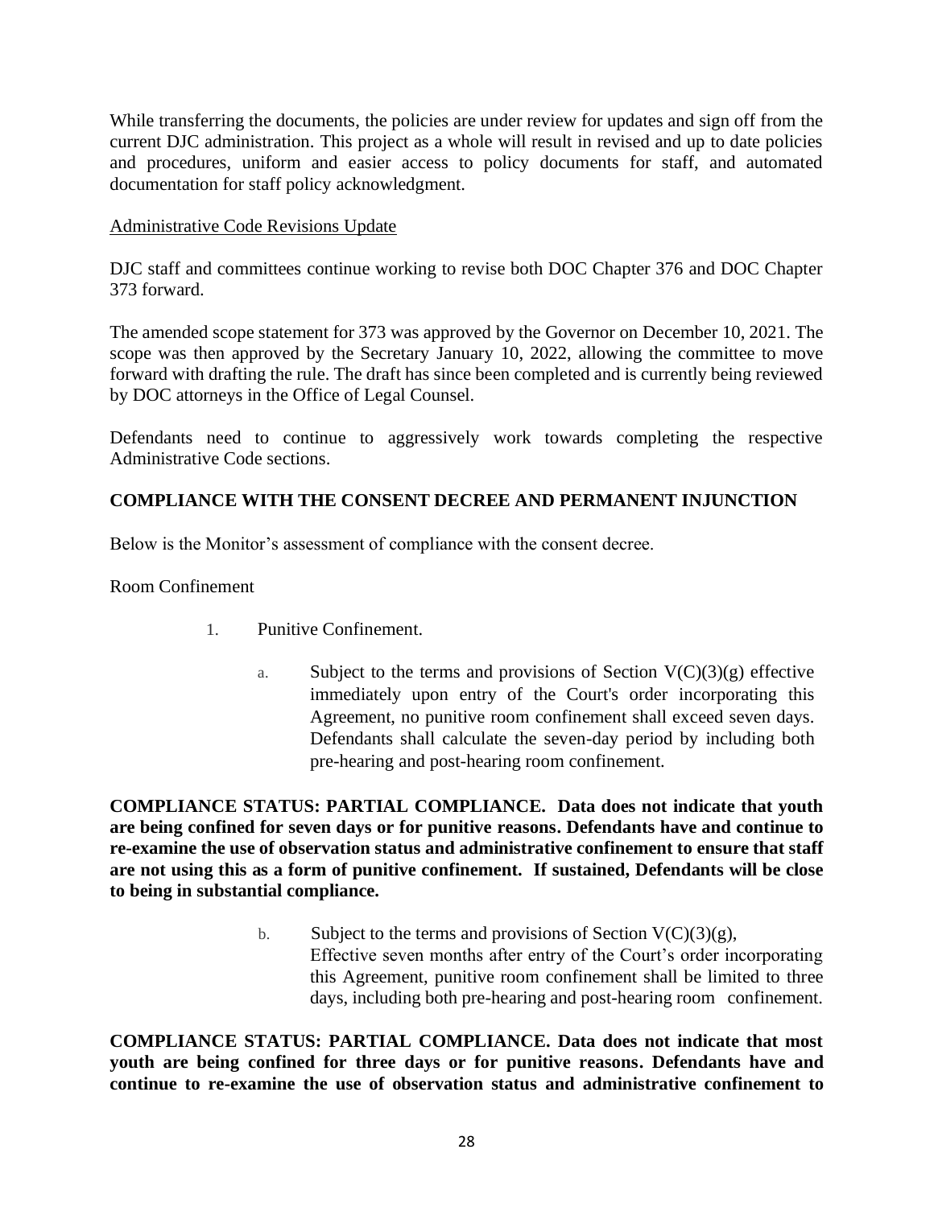While transferring the documents, the policies are under review for updates and sign off from the current DJC administration. This project as a whole will result in revised and up to date policies and procedures, uniform and easier access to policy documents for staff, and automated documentation for staff policy acknowledgment.

Administrative Code Revisions Update

DJC staff and committees continue working to revise both DOC Chapter 376 and DOC Chapter 373 forward.

The amended scope statement for 373 was approved by the Governor on December 10, 2021. The scope was then approved by the Secretary January 10, 2022, allowing the committee to move forward with drafting the rule. The draft has since been completed and is currently being reviewed by DOC attorneys in the Office of Legal Counsel.

Defendants need to continue to aggressively work towards completing the respective Administrative Code sections.

## COMPLIANCE WITH THE CONSENT DECREE AND PERMANENT INJUNCTION

Below is the Monitor's assessment of compliance with the consent decree.

Room Confinement

1. Punitive Confinement.

   a. Subject to the terms and provisions of Section V(C)(3)(g) effective immediately upon entry of the Court's order incorporating this Agreement, no punitive room confinement shall exceed seven days. Defendants shall calculate the seven-day period by including both pre-hearing and post-hearing room confinement.

**COMPLIANCE STATUS: PARTIAL COMPLIANCE. Data does not indicate that youth are being confined for seven days or for punitive reasons. Defendants have and continue to re-examine the use of observation status and administrative confinement to ensure that staff are not using this as a form of punitive confinement. If sustained, Defendants will be close to being in substantial compliance.**

   b. Subject to the terms and provisions of Section V(C)(3)(g), Effective seven months after entry of the Court's order incorporating this Agreement, punitive room confinement shall be limited to three days, including both pre-hearing and post-hearing room confinement.

**COMPLIANCE STATUS: PARTIAL COMPLIANCE. Data does not indicate that most youth are being confined for three days or for punitive reasons. Defendants have and continue to re-examine the use of observation status and administrative confinement to**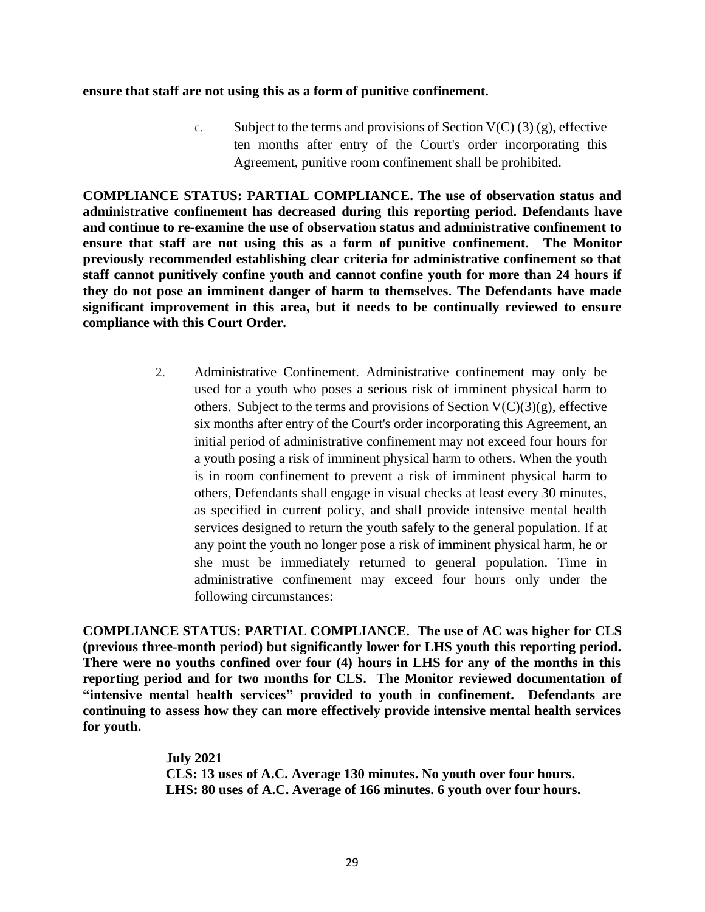**ensure that staff are not using this as a form of punitive confinement.**

> c. Subject to the terms and provisions of Section V(C) (3) (g), effective ten months after entry of the Court's order incorporating this Agreement, punitive room confinement shall be prohibited.

**COMPLIANCE STATUS: PARTIAL COMPLIANCE. The use of observation status and administrative confinement has decreased during this reporting period. Defendants have and continue to re-examine the use of observation status and administrative confinement to ensure that staff are not using this as a form of punitive confinement. The Monitor previously recommended establishing clear criteria for administrative confinement so that staff cannot punitively confine youth and cannot confine youth for more than 24 hours if they do not pose an imminent danger of harm to themselves. The Defendants have made significant improvement in this area, but it needs to be continually reviewed to ensure compliance with this Court Order.**

> 2. Administrative Confinement. Administrative confinement may only be used for a youth who poses a serious risk of imminent physical harm to others. Subject to the terms and provisions of Section V(C)(3)(g), effective six months after entry of the Court's order incorporating this Agreement, an initial period of administrative confinement may not exceed four hours for a youth posing a risk of imminent physical harm to others. When the youth is in room confinement to prevent a risk of imminent physical harm to others, Defendants shall engage in visual checks at least every 30 minutes, as specified in current policy, and shall provide intensive mental health services designed to return the youth safely to the general population. If at any point the youth no longer pose a risk of imminent physical harm, he or she must be immediately returned to general population. Time in administrative confinement may exceed four hours only under the following circumstances:

**COMPLIANCE STATUS: PARTIAL COMPLIANCE. The use of AC was higher for CLS (previous three-month period) but significantly lower for LHS youth this reporting period. There were no youths confined over four (4) hours in LHS for any of the months in this reporting period and for two months for CLS. The Monitor reviewed documentation of "intensive mental health services" provided to youth in confinement. Defendants are continuing to assess how they can more effectively provide intensive mental health services for youth.**

**July 2021**
**CLS: 13 uses of A.C. Average 130 minutes. No youth over four hours.**
**LHS: 80 uses of A.C. Average of 166 minutes. 6 youth over four hours.**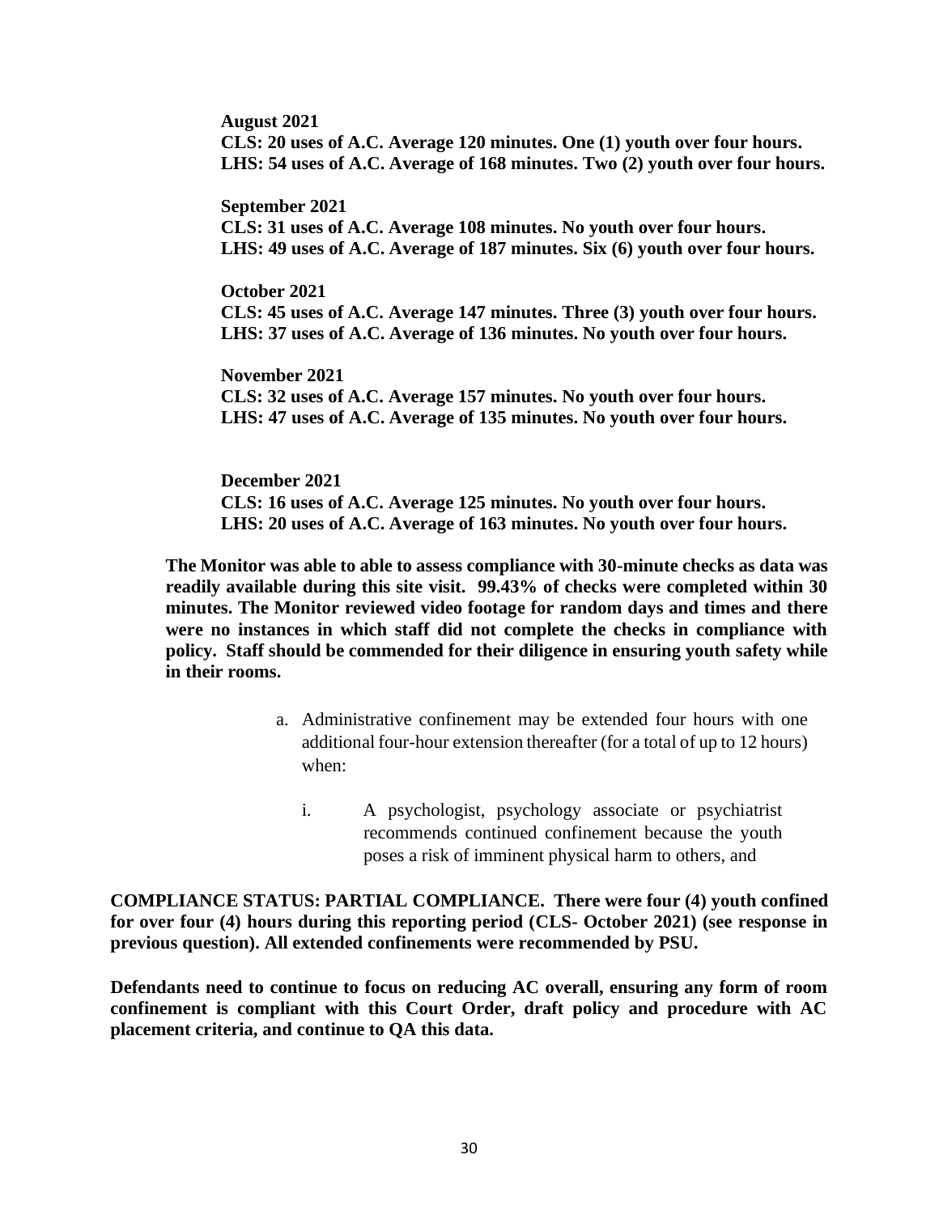**August 2021**
**CLS: 20 uses of A.C. Average 120 minutes. One (1) youth over four hours.**
**LHS: 54 uses of A.C. Average of 168 minutes. Two (2) youth over four hours.**

**September 2021**
**CLS: 31 uses of A.C. Average 108 minutes. No youth over four hours.**
**LHS: 49 uses of A.C. Average of 187 minutes. Six (6) youth over four hours.**

**October 2021**
**CLS: 45 uses of A.C. Average 147 minutes. Three (3) youth over four hours.**
**LHS: 37 uses of A.C. Average of 136 minutes. No youth over four hours.**

**November 2021**
**CLS: 32 uses of A.C. Average 157 minutes. No youth over four hours.**
**LHS: 47 uses of A.C. Average of 135 minutes. No youth over four hours.**

**December 2021**
**CLS: 16 uses of A.C. Average 125 minutes. No youth over four hours.**
**LHS: 20 uses of A.C. Average of 163 minutes. No youth over four hours.**

**The Monitor was able to able to assess compliance with 30-minute checks as data was readily available during this site visit. 99.43% of checks were completed within 30 minutes. The Monitor reviewed video footage for random days and times and there were no instances in which staff did not complete the checks in compliance with policy. Staff should be commended for their diligence in ensuring youth safety while in their rooms.**

a. Administrative confinement may be extended four hours with one additional four-hour extension thereafter (for a total of up to 12 hours) when:

   i. A psychologist, psychology associate or psychiatrist recommends continued confinement because the youth poses a risk of imminent physical harm to others, and

**COMPLIANCE STATUS: PARTIAL COMPLIANCE. There were four (4) youth confined for over four (4) hours during this reporting period (CLS- October 2021) (see response in previous question). All extended confinements were recommended by PSU.**

**Defendants need to continue to focus on reducing AC overall, ensuring any form of room confinement is compliant with this Court Order, draft policy and procedure with AC placement criteria, and continue to QA this data.**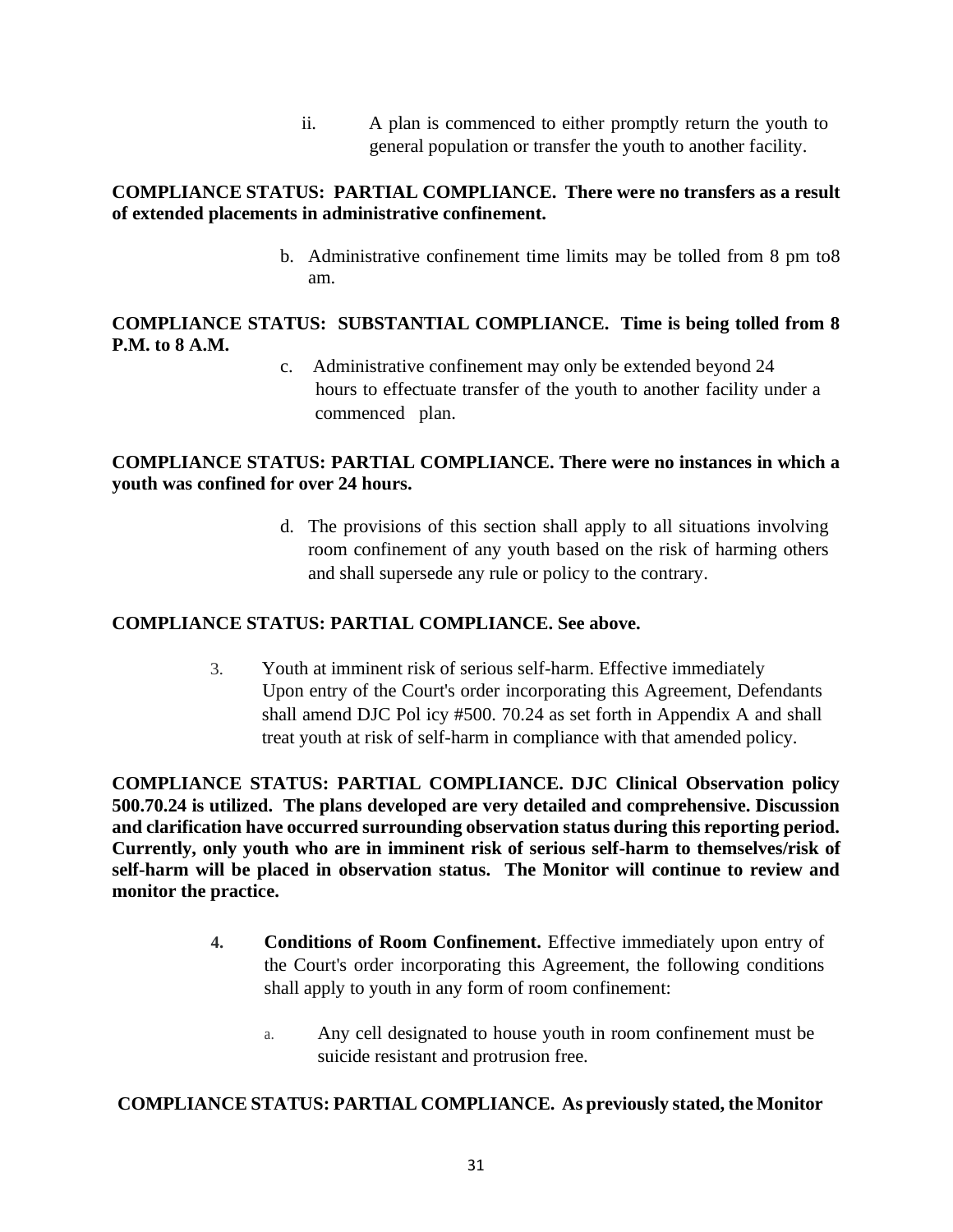ii. A plan is commenced to either promptly return the youth to general population or transfer the youth to another facility.

**COMPLIANCE STATUS: PARTIAL COMPLIANCE. There were no transfers as a result of extended placements in administrative confinement.**

b. Administrative confinement time limits may be tolled from 8 pm to8 am.

**COMPLIANCE STATUS: SUBSTANTIAL COMPLIANCE. Time is being tolled from 8 P.M. to 8 A.M.**

c. Administrative confinement may only be extended beyond 24 hours to effectuate transfer of the youth to another facility under a commenced plan.

**COMPLIANCE STATUS: PARTIAL COMPLIANCE. There were no instances in which a youth was confined for over 24 hours.**

d. The provisions of this section shall apply to all situations involving room confinement of any youth based on the risk of harming others and shall supersede any rule or policy to the contrary.

**COMPLIANCE STATUS: PARTIAL COMPLIANCE. See above.**

3. Youth at imminent risk of serious self-harm. Effective immediately Upon entry of the Court's order incorporating this Agreement, Defendants shall amend DJC Pol icy #500. 70.24 as set forth in Appendix A and shall treat youth at risk of self-harm in compliance with that amended policy.

**COMPLIANCE STATUS: PARTIAL COMPLIANCE. DJC Clinical Observation policy 500.70.24 is utilized. The plans developed are very detailed and comprehensive. Discussion and clarification have occurred surrounding observation status during this reporting period. Currently, only youth who are in imminent risk of serious self-harm to themselves/risk of self-harm will be placed in observation status. The Monitor will continue to review and monitor the practice.**

4. **Conditions of Room Confinement.** Effective immediately upon entry of the Court's order incorporating this Agreement, the following conditions shall apply to youth in any form of room confinement:

a. Any cell designated to house youth in room confinement must be suicide resistant and protrusion free.

**COMPLIANCE STATUS: PARTIAL COMPLIANCE. As previously stated, the Monitor**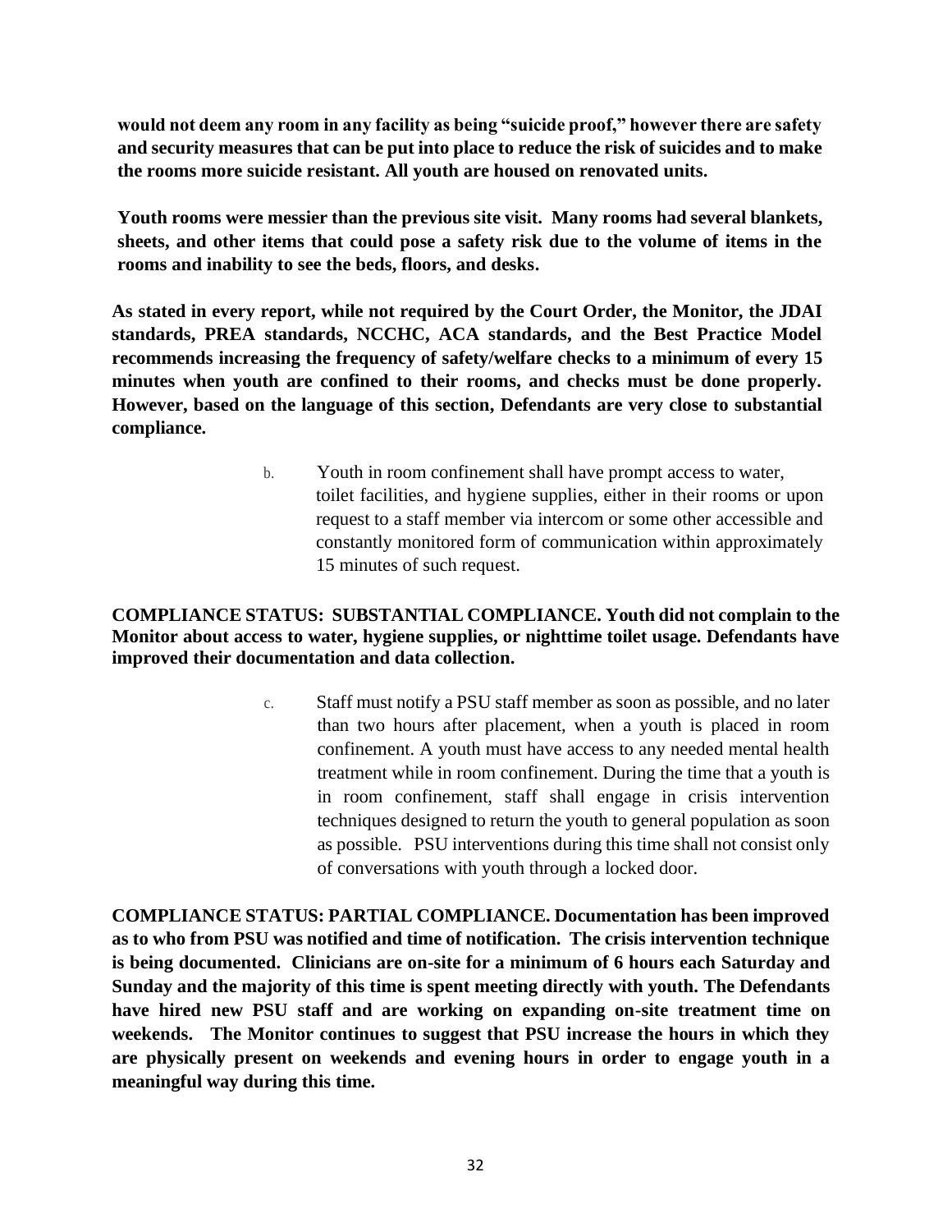**would not deem any room in any facility as being "suicide proof," however there are safety and security measures that can be put into place to reduce the risk of suicides and to make the rooms more suicide resistant. All youth are housed on renovated units.**

**Youth rooms were messier than the previous site visit. Many rooms had several blankets, sheets, and other items that could pose a safety risk due to the volume of items in the rooms and inability to see the beds, floors, and desks.**

**As stated in every report, while not required by the Court Order, the Monitor, the JDAI standards, PREA standards, NCCHC, ACA standards, and the Best Practice Model recommends increasing the frequency of safety/welfare checks to a minimum of every 15 minutes when youth are confined to their rooms, and checks must be done properly. However, based on the language of this section, Defendants are very close to substantial compliance.**

b. Youth in room confinement shall have prompt access to water, toilet facilities, and hygiene supplies, either in their rooms or upon request to a staff member via intercom or some other accessible and constantly monitored form of communication within approximately 15 minutes of such request.

**COMPLIANCE STATUS: SUBSTANTIAL COMPLIANCE. Youth did not complain to the Monitor about access to water, hygiene supplies, or nighttime toilet usage. Defendants have improved their documentation and data collection.**

c. Staff must notify a PSU staff member as soon as possible, and no later than two hours after placement, when a youth is placed in room confinement. A youth must have access to any needed mental health treatment while in room confinement. During the time that a youth is in room confinement, staff shall engage in crisis intervention techniques designed to return the youth to general population as soon as possible. PSU interventions during this time shall not consist only of conversations with youth through a locked door.

**COMPLIANCE STATUS: PARTIAL COMPLIANCE. Documentation has been improved as to who from PSU was notified and time of notification. The crisis intervention technique is being documented. Clinicians are on-site for a minimum of 6 hours each Saturday and Sunday and the majority of this time is spent meeting directly with youth. The Defendants have hired new PSU staff and are working on expanding on-site treatment time on weekends. The Monitor continues to suggest that PSU increase the hours in which they are physically present on weekends and evening hours in order to engage youth in a meaningful way during this time.**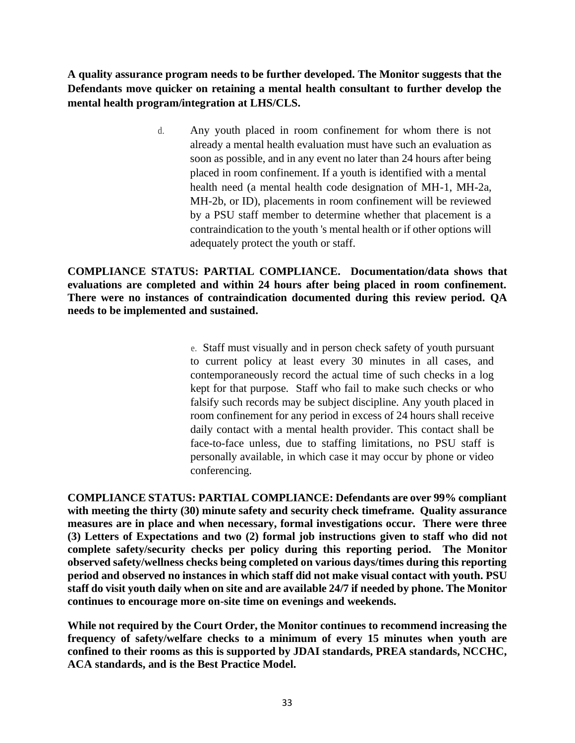**A quality assurance program needs to be further developed. The Monitor suggests that the Defendants move quicker on retaining a mental health consultant to further develop the mental health program/integration at LHS/CLS.**

> d. Any youth placed in room confinement for whom there is not already a mental health evaluation must have such an evaluation as soon as possible, and in any event no later than 24 hours after being placed in room confinement. If a youth is identified with a mental health need (a mental health code designation of MH-1, MH-2a, MH-2b, or ID), placements in room confinement will be reviewed by a PSU staff member to determine whether that placement is a contraindication to the youth 's mental health or if other options will adequately protect the youth or staff.

**COMPLIANCE STATUS: PARTIAL COMPLIANCE. Documentation/data shows that evaluations are completed and within 24 hours after being placed in room confinement. There were no instances of contraindication documented during this review period. QA needs to be implemented and sustained.**

> e. Staff must visually and in person check safety of youth pursuant to current policy at least every 30 minutes in all cases, and contemporaneously record the actual time of such checks in a log kept for that purpose. Staff who fail to make such checks or who falsify such records may be subject discipline. Any youth placed in room confinement for any period in excess of 24 hours shall receive daily contact with a mental health provider. This contact shall be face-to-face unless, due to staffing limitations, no PSU staff is personally available, in which case it may occur by phone or video conferencing.

**COMPLIANCE STATUS: PARTIAL COMPLIANCE: Defendants are over 99% compliant with meeting the thirty (30) minute safety and security check timeframe. Quality assurance measures are in place and when necessary, formal investigations occur. There were three (3) Letters of Expectations and two (2) formal job instructions given to staff who did not complete safety/security checks per policy during this reporting period. The Monitor observed safety/wellness checks being completed on various days/times during this reporting period and observed no instances in which staff did not make visual contact with youth. PSU staff do visit youth daily when on site and are available 24/7 if needed by phone. The Monitor continues to encourage more on-site time on evenings and weekends.**

**While not required by the Court Order, the Monitor continues to recommend increasing the frequency of safety/welfare checks to a minimum of every 15 minutes when youth are confined to their rooms as this is supported by JDAI standards, PREA standards, NCCHC, ACA standards, and is the Best Practice Model.**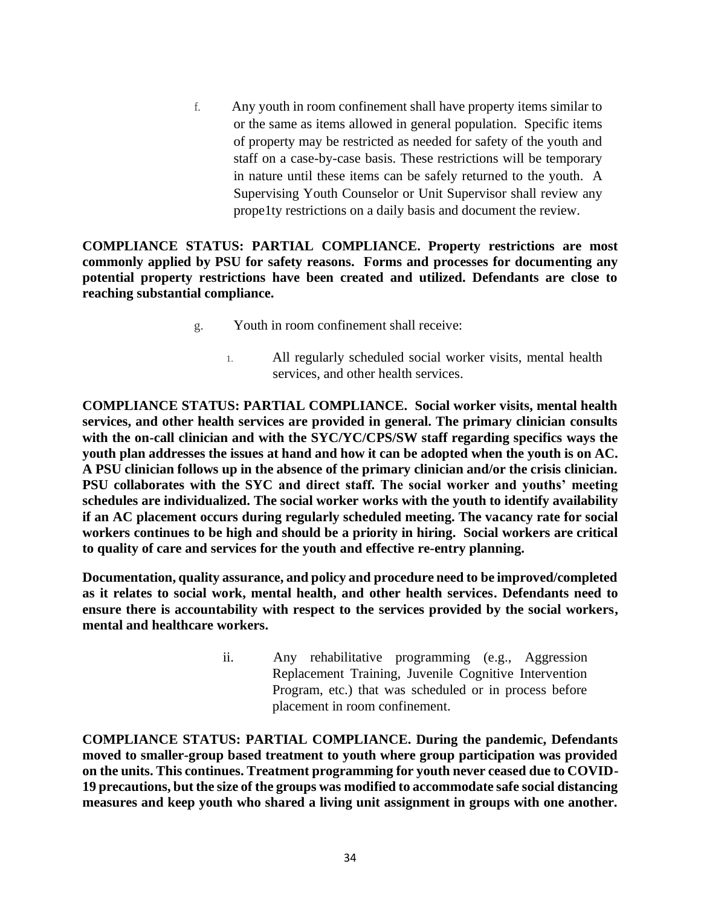f. Any youth in room confinement shall have property items similar to or the same as items allowed in general population. Specific items of property may be restricted as needed for safety of the youth and staff on a case-by-case basis. These restrictions will be temporary in nature until these items can be safely returned to the youth. A Supervising Youth Counselor or Unit Supervisor shall review any prope1ty restrictions on a daily basis and document the review.

**COMPLIANCE STATUS: PARTIAL COMPLIANCE. Property restrictions are most commonly applied by PSU for safety reasons. Forms and processes for documenting any potential property restrictions have been created and utilized. Defendants are close to reaching substantial compliance.**

g. Youth in room confinement shall receive:

1. All regularly scheduled social worker visits, mental health services, and other health services.

**COMPLIANCE STATUS: PARTIAL COMPLIANCE. Social worker visits, mental health services, and other health services are provided in general. The primary clinician consults with the on-call clinician and with the SYC/YC/CPS/SW staff regarding specifics ways the youth plan addresses the issues at hand and how it can be adopted when the youth is on AC. A PSU clinician follows up in the absence of the primary clinician and/or the crisis clinician. PSU collaborates with the SYC and direct staff. The social worker and youths' meeting schedules are individualized. The social worker works with the youth to identify availability if an AC placement occurs during regularly scheduled meeting. The vacancy rate for social workers continues to be high and should be a priority in hiring. Social workers are critical to quality of care and services for the youth and effective re-entry planning.**

**Documentation, quality assurance, and policy and procedure need to be improved/completed as it relates to social work, mental health, and other health services. Defendants need to ensure there is accountability with respect to the services provided by the social workers, mental and healthcare workers.**

ii. Any rehabilitative programming (e.g., Aggression Replacement Training, Juvenile Cognitive Intervention Program, etc.) that was scheduled or in process before placement in room confinement.

**COMPLIANCE STATUS: PARTIAL COMPLIANCE. During the pandemic, Defendants moved to smaller-group based treatment to youth where group participation was provided on the units. This continues. Treatment programming for youth never ceased due to COVID-19 precautions, but the size of the groups was modified to accommodate safe social distancing measures and keep youth who shared a living unit assignment in groups with one another.**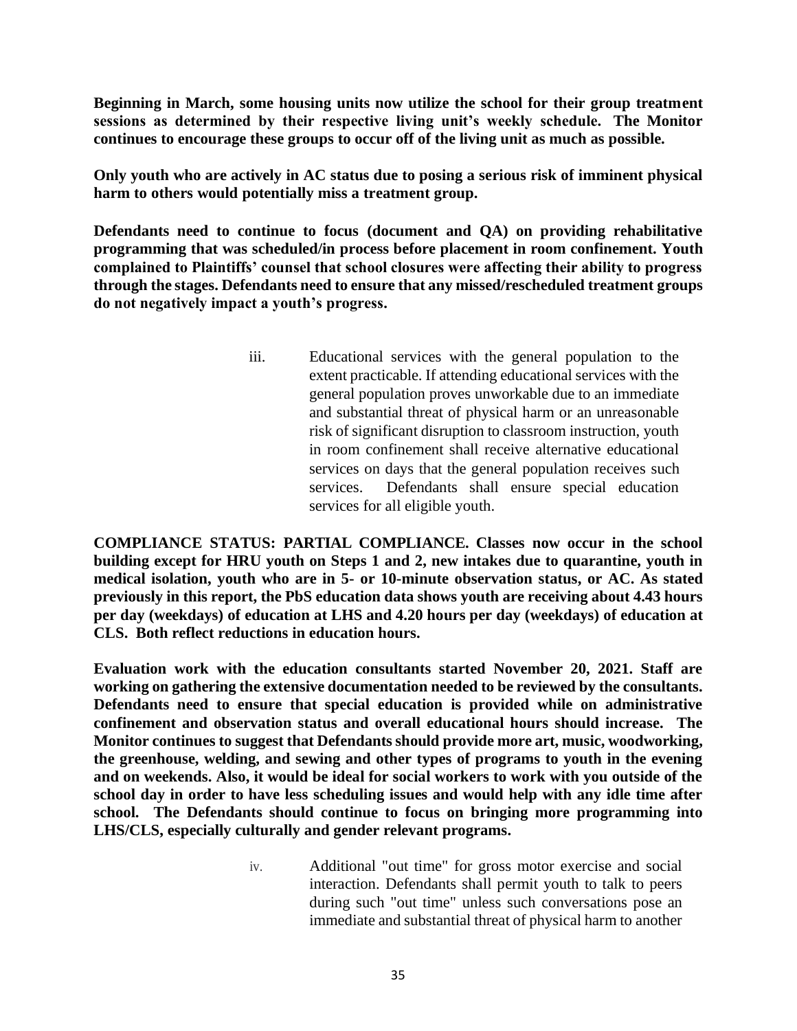**Beginning in March, some housing units now utilize the school for their group treatment sessions as determined by their respective living unit's weekly schedule. The Monitor continues to encourage these groups to occur off of the living unit as much as possible.**

**Only youth who are actively in AC status due to posing a serious risk of imminent physical harm to others would potentially miss a treatment group.**

**Defendants need to continue to focus (document and QA) on providing rehabilitative programming that was scheduled/in process before placement in room confinement. Youth complained to Plaintiffs' counsel that school closures were affecting their ability to progress through the stages. Defendants need to ensure that any missed/rescheduled treatment groups do not negatively impact a youth's progress.**

iii. Educational services with the general population to the extent practicable. If attending educational services with the general population proves unworkable due to an immediate and substantial threat of physical harm or an unreasonable risk of significant disruption to classroom instruction, youth in room confinement shall receive alternative educational services on days that the general population receives such services. Defendants shall ensure special education services for all eligible youth.

**COMPLIANCE STATUS: PARTIAL COMPLIANCE. Classes now occur in the school building except for HRU youth on Steps 1 and 2, new intakes due to quarantine, youth in medical isolation, youth who are in 5- or 10-minute observation status, or AC. As stated previously in this report, the PbS education data shows youth are receiving about 4.43 hours per day (weekdays) of education at LHS and 4.20 hours per day (weekdays) of education at CLS. Both reflect reductions in education hours.**

**Evaluation work with the education consultants started November 20, 2021. Staff are working on gathering the extensive documentation needed to be reviewed by the consultants. Defendants need to ensure that special education is provided while on administrative confinement and observation status and overall educational hours should increase. The Monitor continues to suggest that Defendants should provide more art, music, woodworking, the greenhouse, welding, and sewing and other types of programs to youth in the evening and on weekends. Also, it would be ideal for social workers to work with you outside of the school day in order to have less scheduling issues and would help with any idle time after school. The Defendants should continue to focus on bringing more programming into LHS/CLS, especially culturally and gender relevant programs.**

iv. Additional "out time" for gross motor exercise and social interaction. Defendants shall permit youth to talk to peers during such "out time" unless such conversations pose an immediate and substantial threat of physical harm to another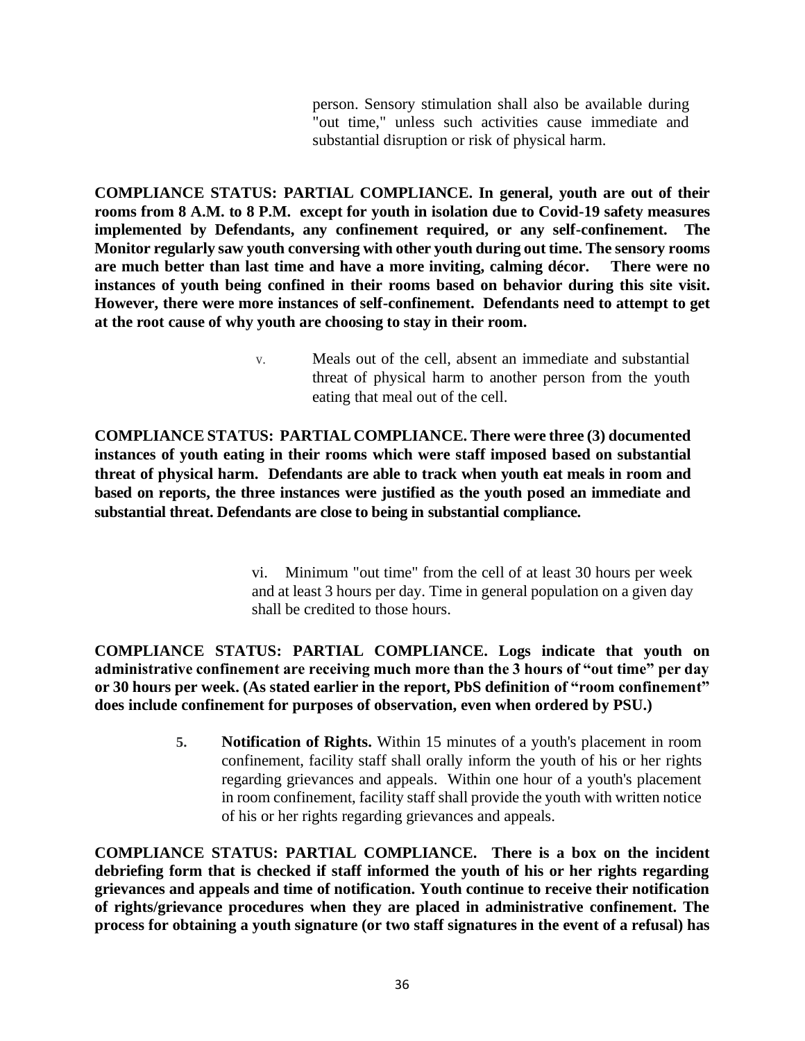person. Sensory stimulation shall also be available during "out time," unless such activities cause immediate and substantial disruption or risk of physical harm.

**COMPLIANCE STATUS: PARTIAL COMPLIANCE. In general, youth are out of their rooms from 8 A.M. to 8 P.M. except for youth in isolation due to Covid-19 safety measures implemented by Defendants, any confinement required, or any self-confinement. The Monitor regularly saw youth conversing with other youth during out time. The sensory rooms are much better than last time and have a more inviting, calming décor. There were no instances of youth being confined in their rooms based on behavior during this site visit. However, there were more instances of self-confinement. Defendants need to attempt to get at the root cause of why youth are choosing to stay in their room.**

v. Meals out of the cell, absent an immediate and substantial threat of physical harm to another person from the youth eating that meal out of the cell.

**COMPLIANCE STATUS: PARTIAL COMPLIANCE. There were three (3) documented instances of youth eating in their rooms which were staff imposed based on substantial threat of physical harm. Defendants are able to track when youth eat meals in room and based on reports, the three instances were justified as the youth posed an immediate and substantial threat. Defendants are close to being in substantial compliance.**

vi. Minimum "out time" from the cell of at least 30 hours per week and at least 3 hours per day. Time in general population on a given day shall be credited to those hours.

**COMPLIANCE STATUS: PARTIAL COMPLIANCE. Logs indicate that youth on administrative confinement are receiving much more than the 3 hours of "out time" per day or 30 hours per week. (As stated earlier in the report, PbS definition of "room confinement" does include confinement for purposes of observation, even when ordered by PSU.)**

**5. Notification of Rights.** Within 15 minutes of a youth's placement in room confinement, facility staff shall orally inform the youth of his or her rights regarding grievances and appeals. Within one hour of a youth's placement in room confinement, facility staff shall provide the youth with written notice of his or her rights regarding grievances and appeals.

**COMPLIANCE STATUS: PARTIAL COMPLIANCE. There is a box on the incident debriefing form that is checked if staff informed the youth of his or her rights regarding grievances and appeals and time of notification. Youth continue to receive their notification of rights/grievance procedures when they are placed in administrative confinement. The process for obtaining a youth signature (or two staff signatures in the event of a refusal) has**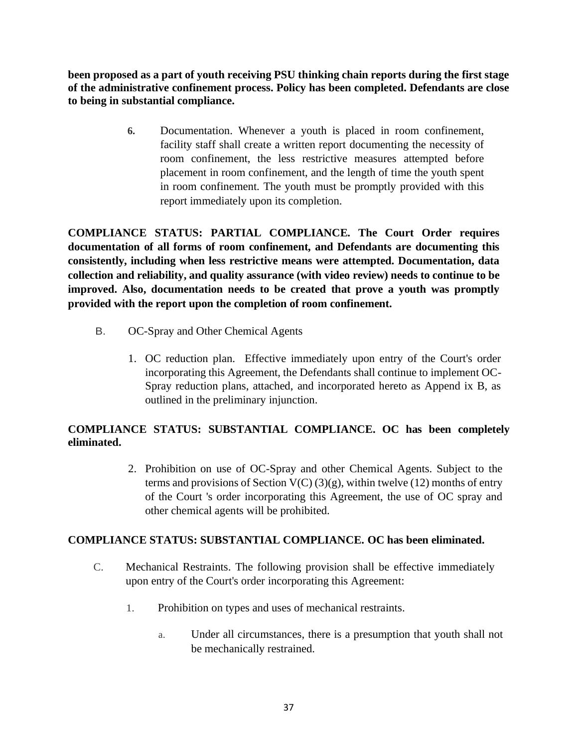**been proposed as a part of youth receiving PSU thinking chain reports during the first stage of the administrative confinement process. Policy has been completed. Defendants are close to being in substantial compliance.**

6. Documentation. Whenever a youth is placed in room confinement, facility staff shall create a written report documenting the necessity of room confinement, the less restrictive measures attempted before placement in room confinement, and the length of time the youth spent in room confinement. The youth must be promptly provided with this report immediately upon its completion.

**COMPLIANCE STATUS: PARTIAL COMPLIANCE. The Court Order requires documentation of all forms of room confinement, and Defendants are documenting this consistently, including when less restrictive means were attempted. Documentation, data collection and reliability, and quality assurance (with video review) needs to continue to be improved. Also, documentation needs to be created that prove a youth was promptly provided with the report upon the completion of room confinement.**

B. OC-Spray and Other Chemical Agents

1. OC reduction plan. Effective immediately upon entry of the Court's order incorporating this Agreement, the Defendants shall continue to implement OC-Spray reduction plans, attached, and incorporated hereto as Append ix B, as outlined in the preliminary injunction.

**COMPLIANCE STATUS: SUBSTANTIAL COMPLIANCE. OC has been completely eliminated.**

2. Prohibition on use of OC-Spray and other Chemical Agents. Subject to the terms and provisions of Section V(C) (3)(g), within twelve (12) months of entry of the Court 's order incorporating this Agreement, the use of OC spray and other chemical agents will be prohibited.

**COMPLIANCE STATUS: SUBSTANTIAL COMPLIANCE. OC has been eliminated.**

C. Mechanical Restraints. The following provision shall be effective immediately upon entry of the Court's order incorporating this Agreement:

1. Prohibition on types and uses of mechanical restraints.

   a. Under all circumstances, there is a presumption that youth shall not be mechanically restrained.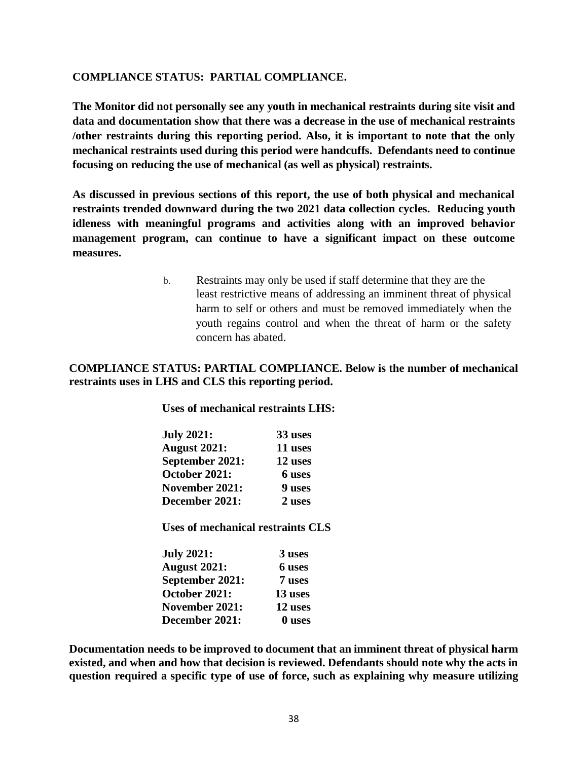**COMPLIANCE STATUS: PARTIAL COMPLIANCE.**

**The Monitor did not personally see any youth in mechanical restraints during site visit and data and documentation show that there was a decrease in the use of mechanical restraints /other restraints during this reporting period. Also, it is important to note that the only mechanical restraints used during this period were handcuffs. Defendants need to continue focusing on reducing the use of mechanical (as well as physical) restraints.**

**As discussed in previous sections of this report, the use of both physical and mechanical restraints trended downward during the two 2021 data collection cycles. Reducing youth idleness with meaningful programs and activities along with an improved behavior management program, can continue to have a significant impact on these outcome measures.**

b. Restraints may only be used if staff determine that they are the least restrictive means of addressing an imminent threat of physical harm to self or others and must be removed immediately when the youth regains control and when the threat of harm or the safety concern has abated.

**COMPLIANCE STATUS: PARTIAL COMPLIANCE. Below is the number of mechanical restraints uses in LHS and CLS this reporting period.**

**Uses of mechanical restraints LHS:**

| | |
|---|---|
| **July 2021:** | **33 uses** |
| **August 2021:** | **11 uses** |
| **September 2021:** | **12 uses** |
| **October 2021:** | **6 uses** |
| **November 2021:** | **9 uses** |
| **December 2021:** | **2 uses** |

**Uses of mechanical restraints CLS**

| | |
|---|---|
| **July 2021:** | **3 uses** |
| **August 2021:** | **6 uses** |
| **September 2021:** | **7 uses** |
| **October 2021:** | **13 uses** |
| **November 2021:** | **12 uses** |
| **December 2021:** | **0 uses** |

**Documentation needs to be improved to document that an imminent threat of physical harm existed, and when and how that decision is reviewed. Defendants should note why the acts in question required a specific type of use of force, such as explaining why measure utilizing**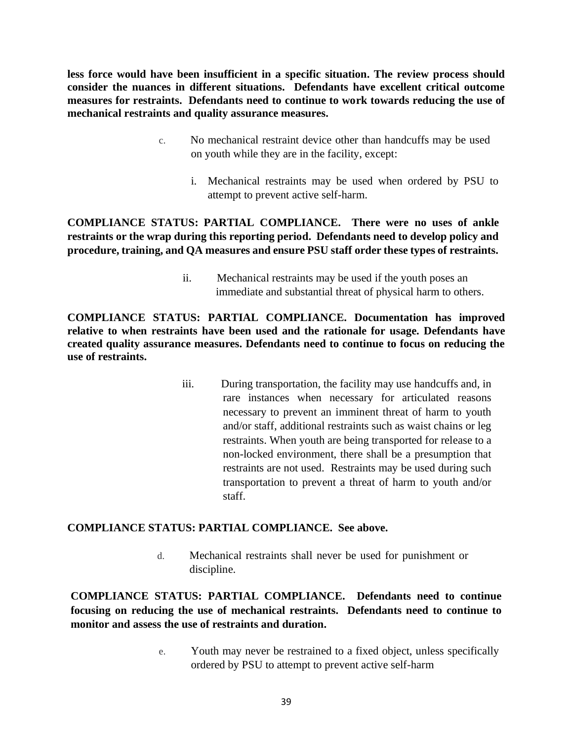**less force would have been insufficient in a specific situation. The review process should consider the nuances in different situations. Defendants have excellent critical outcome measures for restraints. Defendants need to continue to work towards reducing the use of mechanical restraints and quality assurance measures.**

c. No mechanical restraint device other than handcuffs may be used on youth while they are in the facility, except:

i. Mechanical restraints may be used when ordered by PSU to attempt to prevent active self-harm.

**COMPLIANCE STATUS: PARTIAL COMPLIANCE. There were no uses of ankle restraints or the wrap during this reporting period. Defendants need to develop policy and procedure, training, and QA measures and ensure PSU staff order these types of restraints.**

ii. Mechanical restraints may be used if the youth poses an immediate and substantial threat of physical harm to others.

**COMPLIANCE STATUS: PARTIAL COMPLIANCE. Documentation has improved relative to when restraints have been used and the rationale for usage. Defendants have created quality assurance measures. Defendants need to continue to focus on reducing the use of restraints.**

iii. During transportation, the facility may use handcuffs and, in rare instances when necessary for articulated reasons necessary to prevent an imminent threat of harm to youth and/or staff, additional restraints such as waist chains or leg restraints. When youth are being transported for release to a non-locked environment, there shall be a presumption that restraints are not used. Restraints may be used during such transportation to prevent a threat of harm to youth and/or staff.

**COMPLIANCE STATUS: PARTIAL COMPLIANCE. See above.**

d. Mechanical restraints shall never be used for punishment or discipline.

**COMPLIANCE STATUS: PARTIAL COMPLIANCE. Defendants need to continue focusing on reducing the use of mechanical restraints. Defendants need to continue to monitor and assess the use of restraints and duration.**

e. Youth may never be restrained to a fixed object, unless specifically ordered by PSU to attempt to prevent active self-harm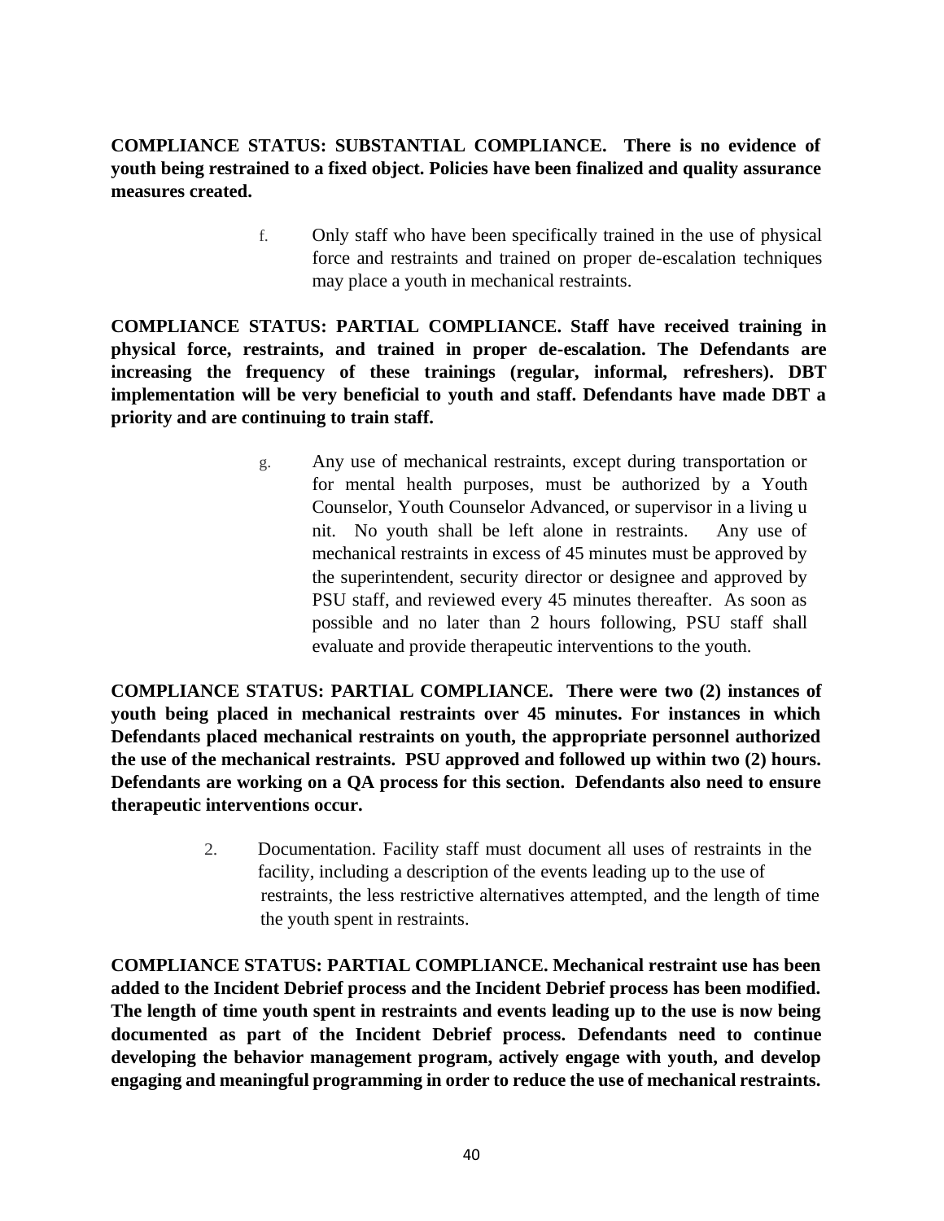**COMPLIANCE STATUS: SUBSTANTIAL COMPLIANCE. There is no evidence of youth being restrained to a fixed object. Policies have been finalized and quality assurance measures created.**

f. Only staff who have been specifically trained in the use of physical force and restraints and trained on proper de-escalation techniques may place a youth in mechanical restraints.

**COMPLIANCE STATUS: PARTIAL COMPLIANCE. Staff have received training in physical force, restraints, and trained in proper de-escalation. The Defendants are increasing the frequency of these trainings (regular, informal, refreshers). DBT implementation will be very beneficial to youth and staff. Defendants have made DBT a priority and are continuing to train staff.**

g. Any use of mechanical restraints, except during transportation or for mental health purposes, must be authorized by a Youth Counselor, Youth Counselor Advanced, or supervisor in a living u nit. No youth shall be left alone in restraints. Any use of mechanical restraints in excess of 45 minutes must be approved by the superintendent, security director or designee and approved by PSU staff, and reviewed every 45 minutes thereafter. As soon as possible and no later than 2 hours following, PSU staff shall evaluate and provide therapeutic interventions to the youth.

**COMPLIANCE STATUS: PARTIAL COMPLIANCE. There were two (2) instances of youth being placed in mechanical restraints over 45 minutes. For instances in which Defendants placed mechanical restraints on youth, the appropriate personnel authorized the use of the mechanical restraints. PSU approved and followed up within two (2) hours. Defendants are working on a QA process for this section. Defendants also need to ensure therapeutic interventions occur.**

2. Documentation. Facility staff must document all uses of restraints in the facility, including a description of the events leading up to the use of restraints, the less restrictive alternatives attempted, and the length of time the youth spent in restraints.

**COMPLIANCE STATUS: PARTIAL COMPLIANCE. Mechanical restraint use has been added to the Incident Debrief process and the Incident Debrief process has been modified. The length of time youth spent in restraints and events leading up to the use is now being documented as part of the Incident Debrief process. Defendants need to continue developing the behavior management program, actively engage with youth, and develop engaging and meaningful programming in order to reduce the use of mechanical restraints.**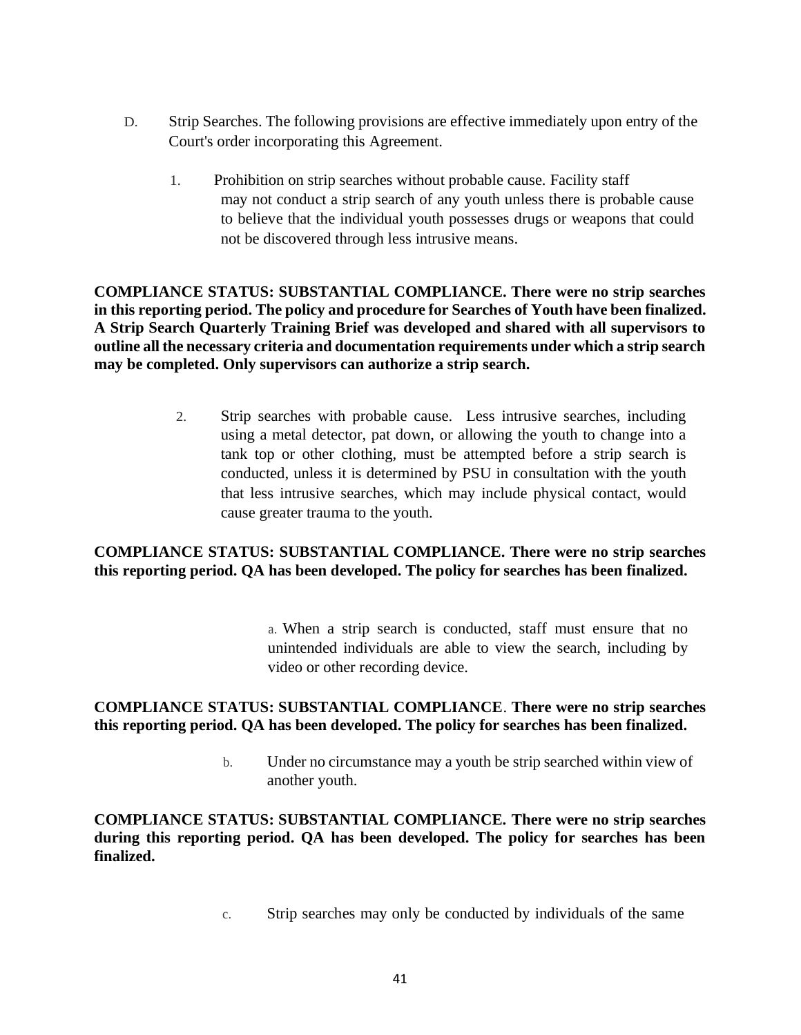D. Strip Searches. The following provisions are effective immediately upon entry of the Court's order incorporating this Agreement.

1. Prohibition on strip searches without probable cause. Facility staff may not conduct a strip search of any youth unless there is probable cause to believe that the individual youth possesses drugs or weapons that could not be discovered through less intrusive means.

**COMPLIANCE STATUS: SUBSTANTIAL COMPLIANCE. There were no strip searches in this reporting period. The policy and procedure for Searches of Youth have been finalized. A Strip Search Quarterly Training Brief was developed and shared with all supervisors to outline all the necessary criteria and documentation requirements under which a strip search may be completed. Only supervisors can authorize a strip search.**

2. Strip searches with probable cause. Less intrusive searches, including using a metal detector, pat down, or allowing the youth to change into a tank top or other clothing, must be attempted before a strip search is conducted, unless it is determined by PSU in consultation with the youth that less intrusive searches, which may include physical contact, would cause greater trauma to the youth.

**COMPLIANCE STATUS: SUBSTANTIAL COMPLIANCE. There were no strip searches this reporting period. QA has been developed. The policy for searches has been finalized.**

a. When a strip search is conducted, staff must ensure that no unintended individuals are able to view the search, including by video or other recording device.

**COMPLIANCE STATUS: SUBSTANTIAL COMPLIANCE. There were no strip searches this reporting period. QA has been developed. The policy for searches has been finalized.**

b. Under no circumstance may a youth be strip searched within view of another youth.

**COMPLIANCE STATUS: SUBSTANTIAL COMPLIANCE. There were no strip searches during this reporting period. QA has been developed. The policy for searches has been finalized.**

c. Strip searches may only be conducted by individuals of the same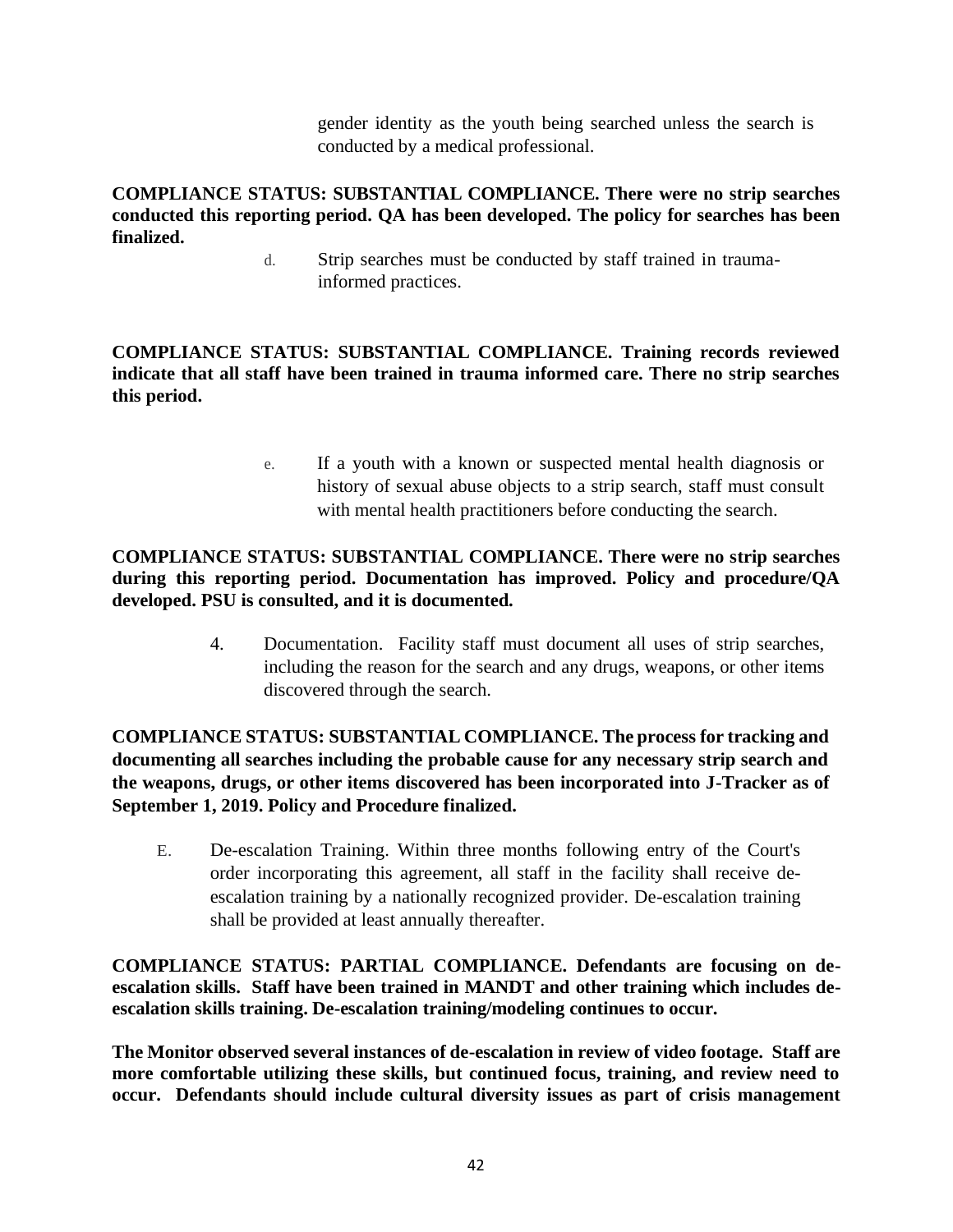gender identity as the youth being searched unless the search is conducted by a medical professional.

**COMPLIANCE STATUS: SUBSTANTIAL COMPLIANCE. There were no strip searches conducted this reporting period. QA has been developed. The policy for searches has been finalized.**

d. Strip searches must be conducted by staff trained in trauma-informed practices.

**COMPLIANCE STATUS: SUBSTANTIAL COMPLIANCE. Training records reviewed indicate that all staff have been trained in trauma informed care. There no strip searches this period.**

e. If a youth with a known or suspected mental health diagnosis or history of sexual abuse objects to a strip search, staff must consult with mental health practitioners before conducting the search.

**COMPLIANCE STATUS: SUBSTANTIAL COMPLIANCE. There were no strip searches during this reporting period. Documentation has improved. Policy and procedure/QA developed. PSU is consulted, and it is documented.**

4. Documentation. Facility staff must document all uses of strip searches, including the reason for the search and any drugs, weapons, or other items discovered through the search.

**COMPLIANCE STATUS: SUBSTANTIAL COMPLIANCE. The process for tracking and documenting all searches including the probable cause for any necessary strip search and the weapons, drugs, or other items discovered has been incorporated into J-Tracker as of September 1, 2019. Policy and Procedure finalized.**

E. De-escalation Training. Within three months following entry of the Court's order incorporating this agreement, all staff in the facility shall receive de-escalation training by a nationally recognized provider. De-escalation training shall be provided at least annually thereafter.

**COMPLIANCE STATUS: PARTIAL COMPLIANCE. Defendants are focusing on de-escalation skills. Staff have been trained in MANDT and other training which includes de-escalation skills training. De-escalation training/modeling continues to occur.**

**The Monitor observed several instances of de-escalation in review of video footage. Staff are more comfortable utilizing these skills, but continued focus, training, and review need to occur. Defendants should include cultural diversity issues as part of crisis management**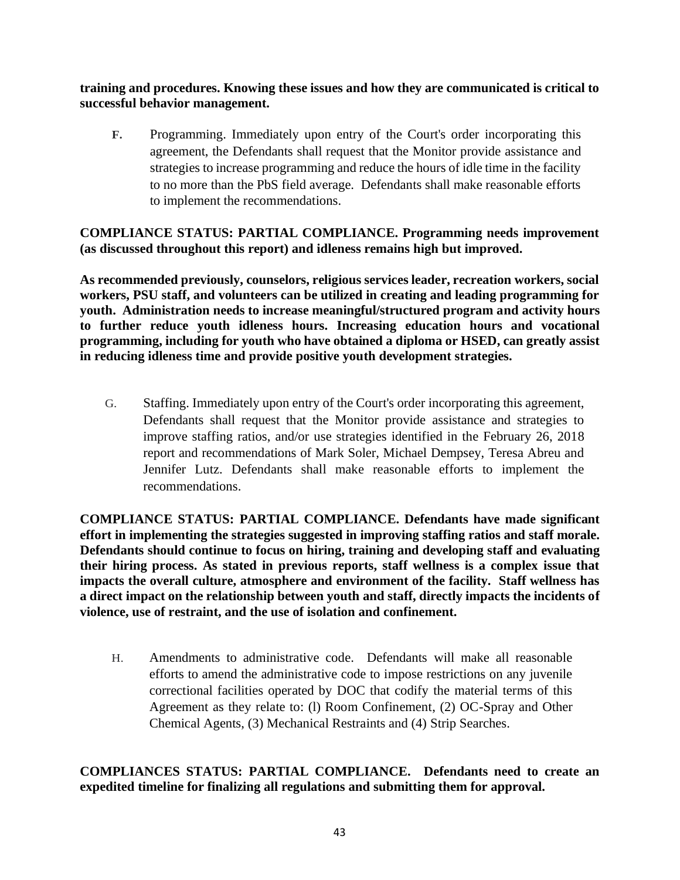**training and procedures. Knowing these issues and how they are communicated is critical to successful behavior management.**

**F.** Programming. Immediately upon entry of the Court's order incorporating this agreement, the Defendants shall request that the Monitor provide assistance and strategies to increase programming and reduce the hours of idle time in the facility to no more than the PbS field average. Defendants shall make reasonable efforts to implement the recommendations.

**COMPLIANCE STATUS: PARTIAL COMPLIANCE. Programming needs improvement (as discussed throughout this report) and idleness remains high but improved.**

**As recommended previously, counselors, religious services leader, recreation workers, social workers, PSU staff, and volunteers can be utilized in creating and leading programming for youth. Administration needs to increase meaningful/structured program and activity hours to further reduce youth idleness hours. Increasing education hours and vocational programming, including for youth who have obtained a diploma or HSED, can greatly assist in reducing idleness time and provide positive youth development strategies.**

G. Staffing. Immediately upon entry of the Court's order incorporating this agreement, Defendants shall request that the Monitor provide assistance and strategies to improve staffing ratios, and/or use strategies identified in the February 26, 2018 report and recommendations of Mark Soler, Michael Dempsey, Teresa Abreu and Jennifer Lutz. Defendants shall make reasonable efforts to implement the recommendations.

**COMPLIANCE STATUS: PARTIAL COMPLIANCE. Defendants have made significant effort in implementing the strategies suggested in improving staffing ratios and staff morale. Defendants should continue to focus on hiring, training and developing staff and evaluating their hiring process. As stated in previous reports, staff wellness is a complex issue that impacts the overall culture, atmosphere and environment of the facility. Staff wellness has a direct impact on the relationship between youth and staff, directly impacts the incidents of violence, use of restraint, and the use of isolation and confinement.**

H. Amendments to administrative code. Defendants will make all reasonable efforts to amend the administrative code to impose restrictions on any juvenile correctional facilities operated by DOC that codify the material terms of this Agreement as they relate to: (l) Room Confinement, (2) OC-Spray and Other Chemical Agents, (3) Mechanical Restraints and (4) Strip Searches.

**COMPLIANCES STATUS: PARTIAL COMPLIANCE. Defendants need to create an expedited timeline for finalizing all regulations and submitting them for approval.**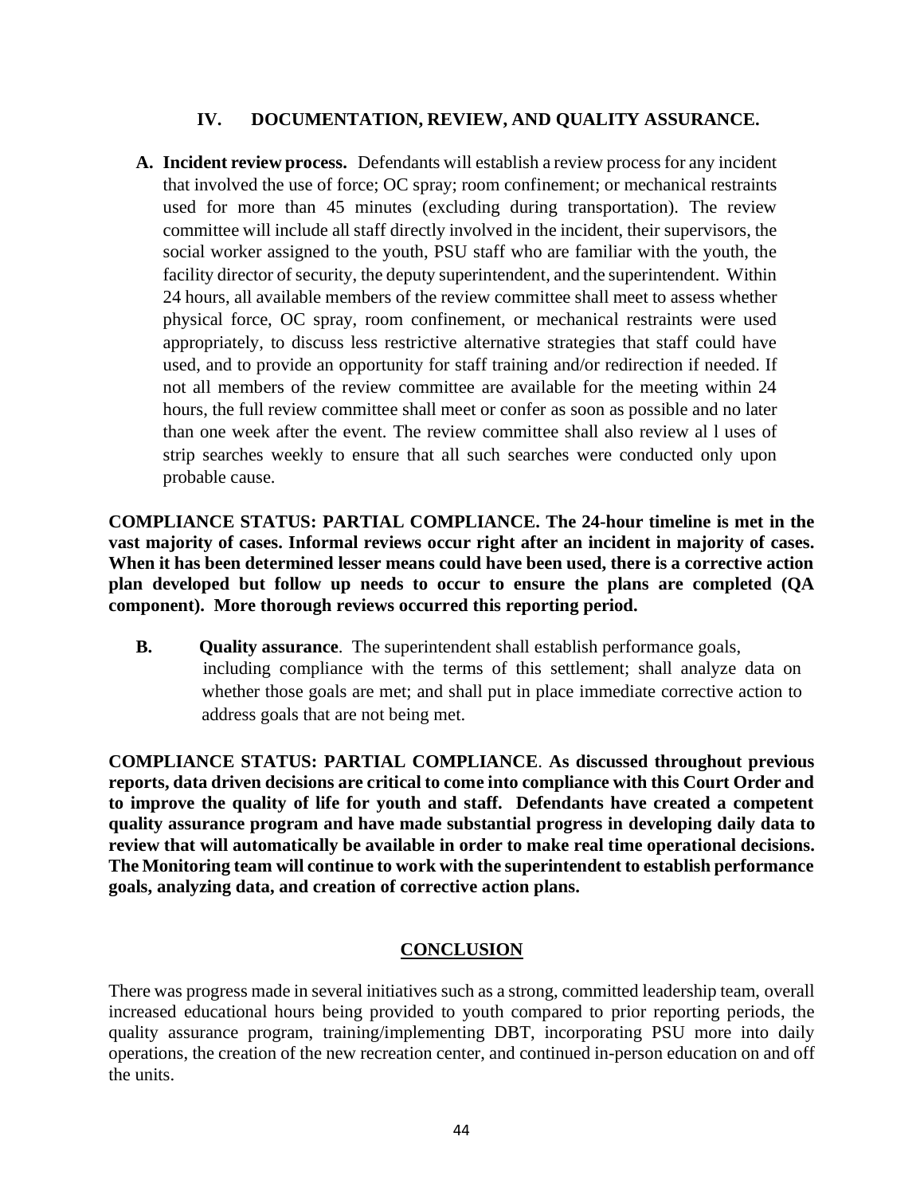## IV. DOCUMENTATION, REVIEW, AND QUALITY ASSURANCE.

**A. Incident review process.** Defendants will establish a review process for any incident that involved the use of force; OC spray; room confinement; or mechanical restraints used for more than 45 minutes (excluding during transportation). The review committee will include all staff directly involved in the incident, their supervisors, the social worker assigned to the youth, PSU staff who are familiar with the youth, the facility director of security, the deputy superintendent, and the superintendent. Within 24 hours, all available members of the review committee shall meet to assess whether physical force, OC spray, room confinement, or mechanical restraints were used appropriately, to discuss less restrictive alternative strategies that staff could have used, and to provide an opportunity for staff training and/or redirection if needed. If not all members of the review committee are available for the meeting within 24 hours, the full review committee shall meet or confer as soon as possible and no later than one week after the event. The review committee shall also review al l uses of strip searches weekly to ensure that all such searches were conducted only upon probable cause.

**COMPLIANCE STATUS: PARTIAL COMPLIANCE. The 24-hour timeline is met in the vast majority of cases. Informal reviews occur right after an incident in majority of cases. When it has been determined lesser means could have been used, there is a corrective action plan developed but follow up needs to occur to ensure the plans are completed (QA component). More thorough reviews occurred this reporting period.**

**B. Quality assurance**. The superintendent shall establish performance goals, including compliance with the terms of this settlement; shall analyze data on whether those goals are met; and shall put in place immediate corrective action to address goals that are not being met.

**COMPLIANCE STATUS: PARTIAL COMPLIANCE**. **As discussed throughout previous reports, data driven decisions are critical to come into compliance with this Court Order and to improve the quality of life for youth and staff. Defendants have created a competent quality assurance program and have made substantial progress in developing daily data to review that will automatically be available in order to make real time operational decisions. The Monitoring team will continue to work with the superintendent to establish performance goals, analyzing data, and creation of corrective action plans.**

## CONCLUSION

There was progress made in several initiatives such as a strong, committed leadership team, overall increased educational hours being provided to youth compared to prior reporting periods, the quality assurance program, training/implementing DBT, incorporating PSU more into daily operations, the creation of the new recreation center, and continued in-person education on and off the units.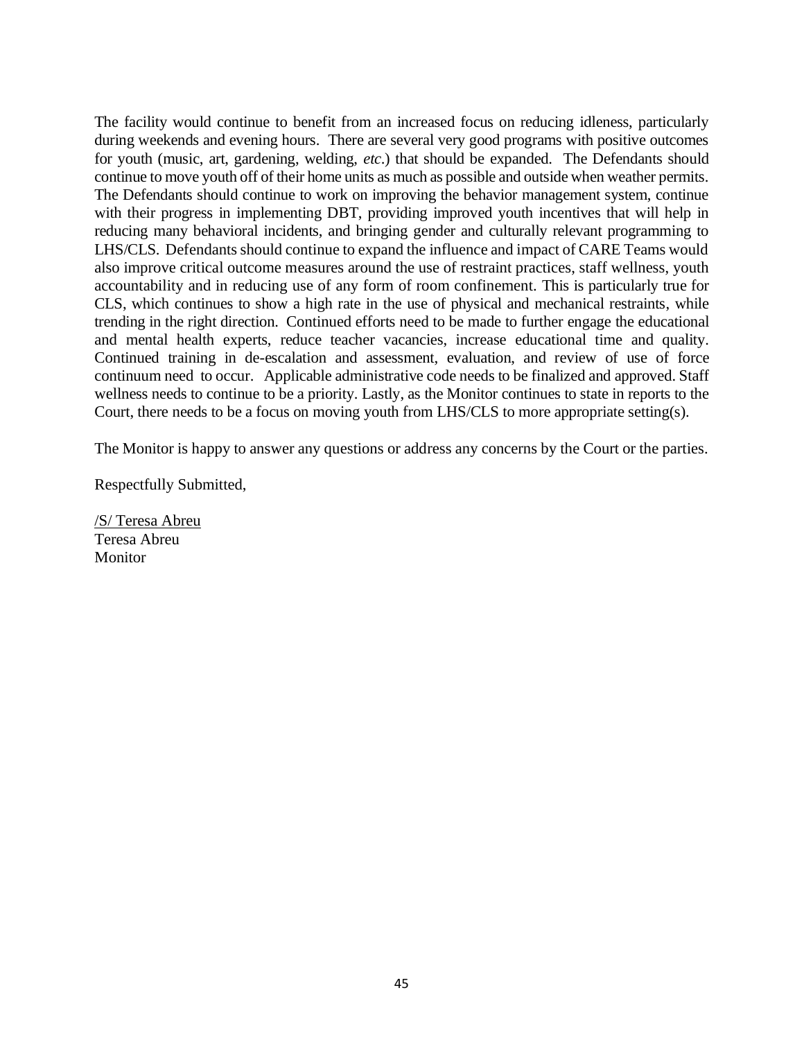The facility would continue to benefit from an increased focus on reducing idleness, particularly during weekends and evening hours. There are several very good programs with positive outcomes for youth (music, art, gardening, welding, *etc*.) that should be expanded. The Defendants should continue to move youth off of their home units as much as possible and outside when weather permits. The Defendants should continue to work on improving the behavior management system, continue with their progress in implementing DBT, providing improved youth incentives that will help in reducing many behavioral incidents, and bringing gender and culturally relevant programming to LHS/CLS. Defendants should continue to expand the influence and impact of CARE Teams would also improve critical outcome measures around the use of restraint practices, staff wellness, youth accountability and in reducing use of any form of room confinement. This is particularly true for CLS, which continues to show a high rate in the use of physical and mechanical restraints, while trending in the right direction. Continued efforts need to be made to further engage the educational and mental health experts, reduce teacher vacancies, increase educational time and quality. Continued training in de-escalation and assessment, evaluation, and review of use of force continuum need to occur. Applicable administrative code needs to be finalized and approved. Staff wellness needs to continue to be a priority. Lastly, as the Monitor continues to state in reports to the Court, there needs to be a focus on moving youth from LHS/CLS to more appropriate setting(s).

The Monitor is happy to answer any questions or address any concerns by the Court or the parties.

Respectfully Submitted,

/S/ Teresa Abreu
Teresa Abreu
Monitor